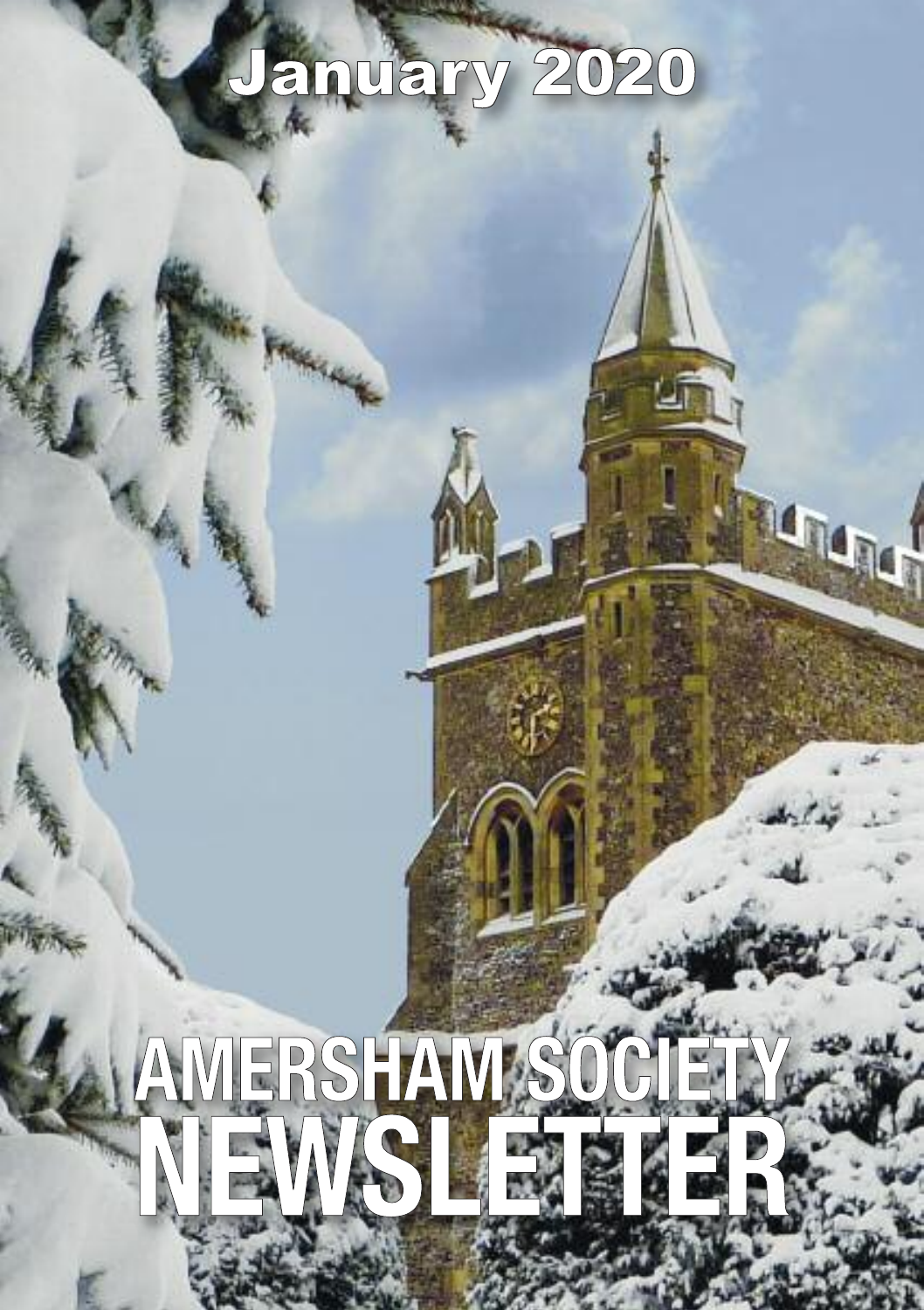January 2020

# AMERSHAM SOCIETY NEWSLETTER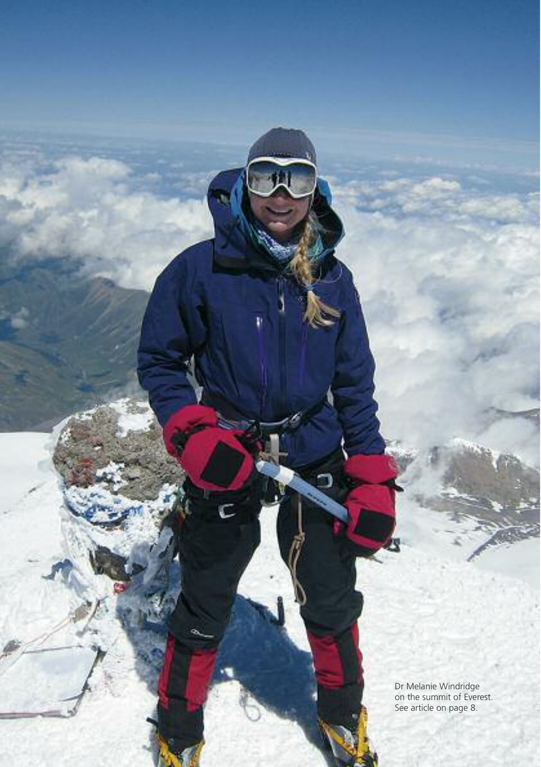Dr Melanie Windridge on the summit of Everest. See article on page 8.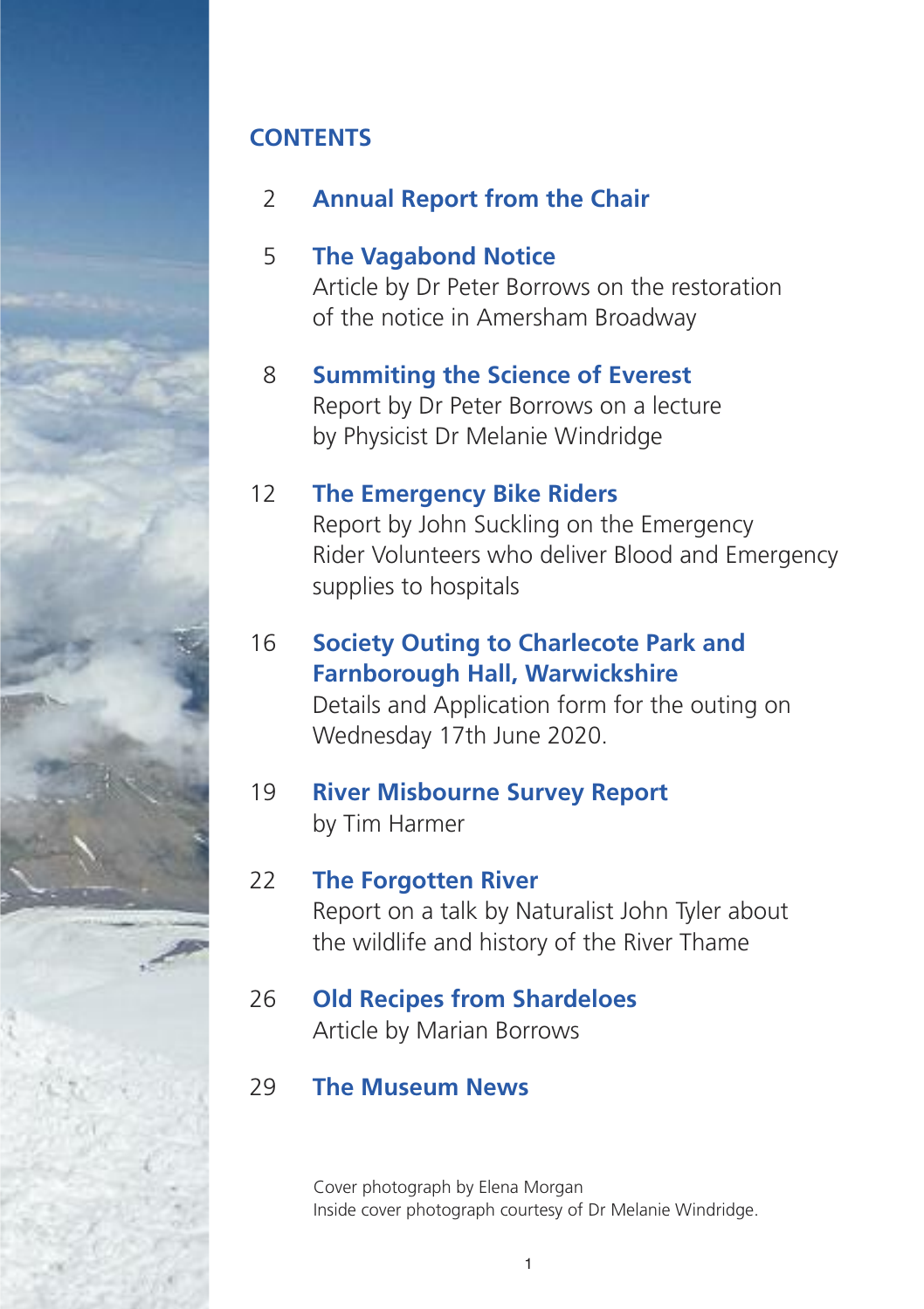## CONTENTS

2 **Annual Report from the Chair**

5 **The Vagabond Notice**
Article by Dr Peter Borrows on the restoration of the notice in Amersham Broadway

8 **Summiting the Science of Everest**
Report by Dr Peter Borrows on a lecture by Physicist Dr Melanie Windridge

12 **The Emergency Bike Riders**
Report by John Suckling on the Emergency Rider Volunteers who deliver Blood and Emergency supplies to hospitals

16 **Society Outing to Charlecote Park and Farnborough Hall, Warwickshire**
Details and Application form for the outing on Wednesday 17th June 2020.

19 **River Misbourne Survey Report**
by Tim Harmer

22 **The Forgotten River**
Report on a talk by Naturalist John Tyler about the wildlife and history of the River Thame

26 **Old Recipes from Shardeloes**
Article by Marian Borrows

29 **The Museum News**

Cover photograph by Elena Morgan
Inside cover photograph courtesy of Dr Melanie Windridge.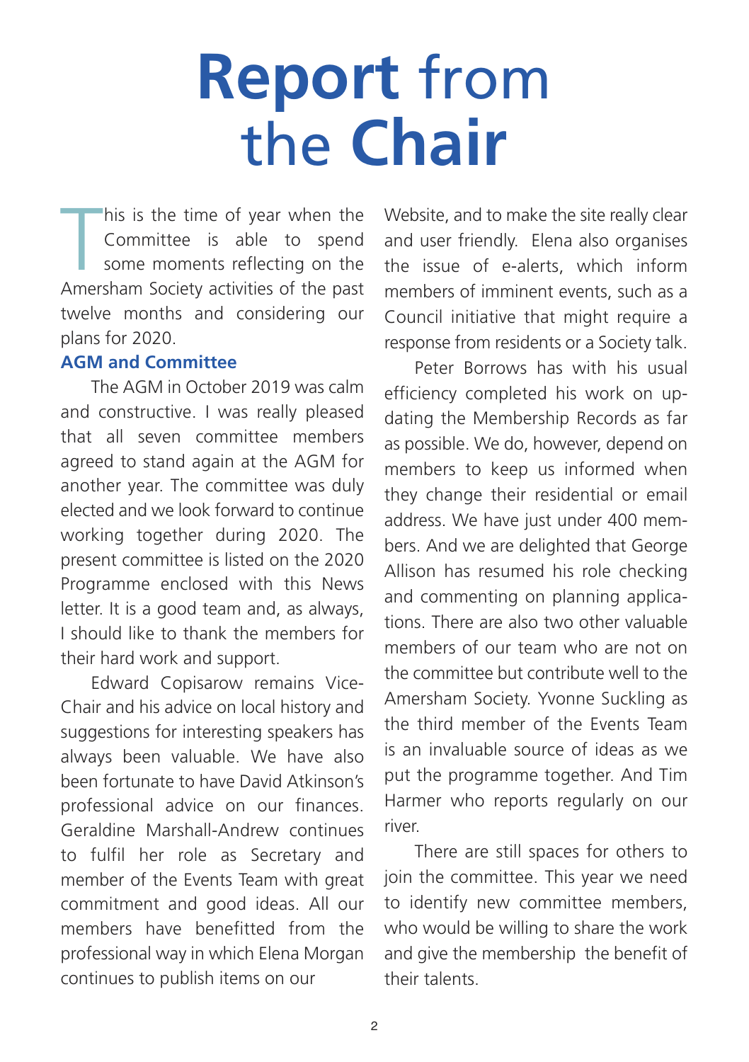# **Report** from the **Chair**

This is the time of year when the Committee is able to spend some moments reflecting on the Amersham Society activities of the past twelve months and considering our plans for 2020.

### AGM and Committee

The AGM in October 2019 was calm and constructive. I was really pleased that all seven committee members agreed to stand again at the AGM for another year. The committee was duly elected and we look forward to continue working together during 2020. The present committee is listed on the 2020 Programme enclosed with this News letter. It is a good team and, as always, I should like to thank the members for their hard work and support.

Edward Copisarow remains Vice-Chair and his advice on local history and suggestions for interesting speakers has always been valuable. We have also been fortunate to have David Atkinson's professional advice on our finances. Geraldine Marshall-Andrew continues to fulfil her role as Secretary and member of the Events Team with great commitment and good ideas. All our members have benefitted from the professional way in which Elena Morgan continues to publish items on our Website, and to make the site really clear and user friendly. Elena also organises the issue of e-alerts, which inform members of imminent events, such as a Council initiative that might require a response from residents or a Society talk.

Peter Borrows has with his usual efficiency completed his work on up-dating the Membership Records as far as possible. We do, however, depend on members to keep us informed when they change their residential or email address. We have just under 400 members. And we are delighted that George Allison has resumed his role checking and commenting on planning applications. There are also two other valuable members of our team who are not on the committee but contribute well to the Amersham Society. Yvonne Suckling as the third member of the Events Team is an invaluable source of ideas as we put the programme together. And Tim Harmer who reports regularly on our river.

There are still spaces for others to join the committee. This year we need to identify new committee members, who would be willing to share the work and give the membership the benefit of their talents.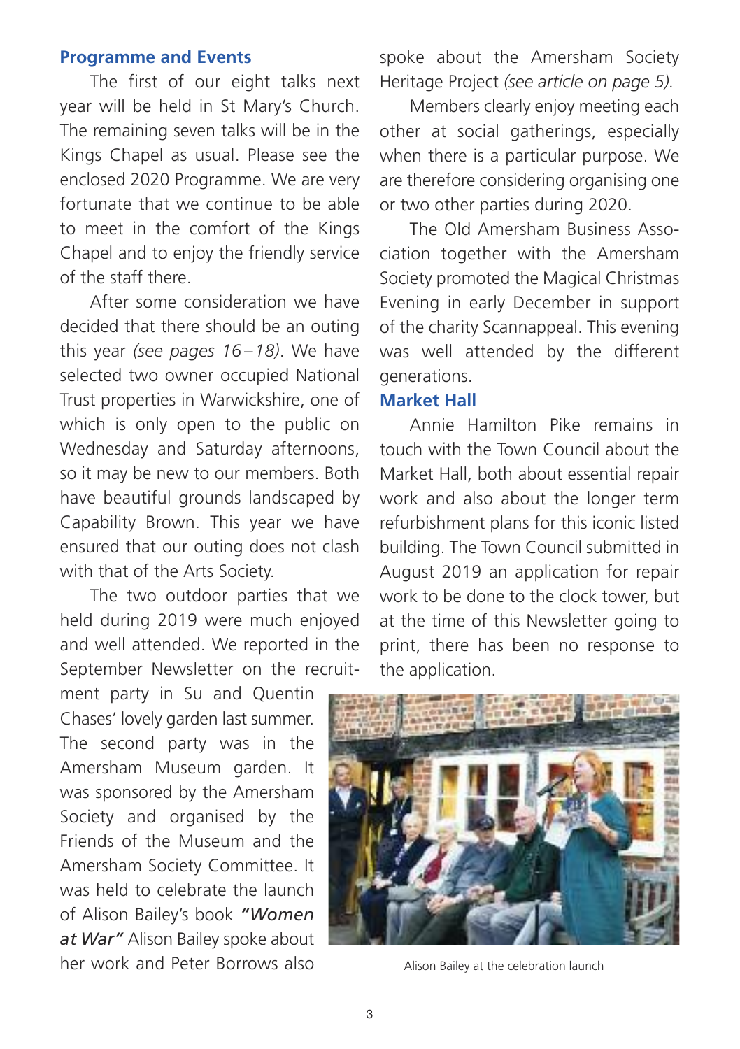## Programme and Events

The first of our eight talks next year will be held in St Mary's Church. The remaining seven talks will be in the Kings Chapel as usual. Please see the enclosed 2020 Programme. We are very fortunate that we continue to be able to meet in the comfort of the Kings Chapel and to enjoy the friendly service of the staff there.

After some consideration we have decided that there should be an outing this year *(see pages 16–18)*. We have selected two owner occupied National Trust properties in Warwickshire, one of which is only open to the public on Wednesday and Saturday afternoons, so it may be new to our members. Both have beautiful grounds landscaped by Capability Brown. This year we have ensured that our outing does not clash with that of the Arts Society.

The two outdoor parties that we held during 2019 were much enjoyed and well attended. We reported in the September Newsletter on the recruitment party in Su and Quentin Chases' lovely garden last summer. The second party was in the Amersham Museum garden. It was sponsored by the Amersham Society and organised by the Friends of the Museum and the Amersham Society Committee. It was held to celebrate the launch of Alison Bailey's book ***"Women at War"*** Alison Bailey spoke about her work and Peter Borrows also spoke about the Amersham Society Heritage Project *(see article on page 5).*

Members clearly enjoy meeting each other at social gatherings, especially when there is a particular purpose. We are therefore considering organising one or two other parties during 2020.

The Old Amersham Business Association together with the Amersham Society promoted the Magical Christmas Evening in early December in support of the charity Scannappeal. This evening was well attended by the different generations.

## Market Hall

Annie Hamilton Pike remains in touch with the Town Council about the Market Hall, both about essential repair work and also about the longer term refurbishment plans for this iconic listed building. The Town Council submitted in August 2019 an application for repair work to be done to the clock tower, but at the time of this Newsletter going to print, there has been no response to the application.

Alison Bailey at the celebration launch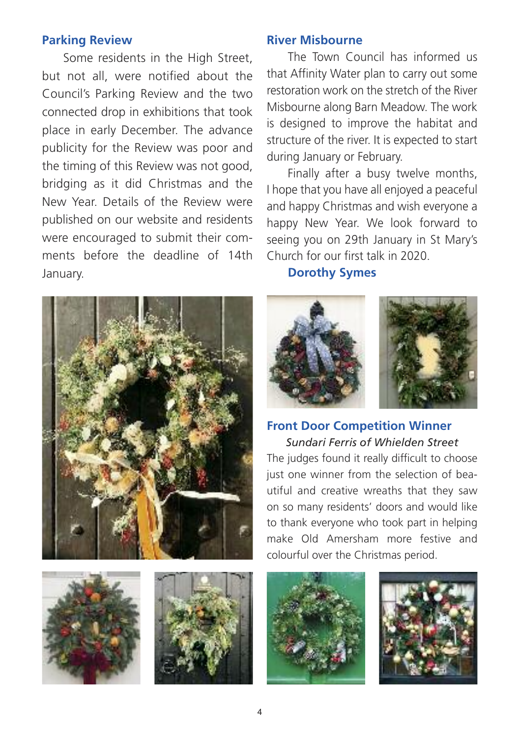## Parking Review

Some residents in the High Street, but not all, were notified about the Council's Parking Review and the two connected drop in exhibitions that took place in early December. The advance publicity for the Review was poor and the timing of this Review was not good, bridging as it did Christmas and the New Year. Details of the Review were published on our website and residents were encouraged to submit their comments before the deadline of 14th January.

## River Misbourne

The Town Council has informed us that Affinity Water plan to carry out some restoration work on the stretch of the River Misbourne along Barn Meadow. The work is designed to improve the habitat and structure of the river. It is expected to start during January or February.

Finally after a busy twelve months, I hope that you have all enjoyed a peaceful and happy Christmas and wish everyone a happy New Year. We look forward to seeing you on 29th January in St Mary's Church for our first talk in 2020.

**Dorothy Symes**

## Front Door Competition Winner

*Sundari Ferris of Whielden Street*

The judges found it really difficult to choose just one winner from the selection of beautiful and creative wreaths that they saw on so many residents' doors and would like to thank everyone who took part in helping make Old Amersham more festive and colourful over the Christmas period.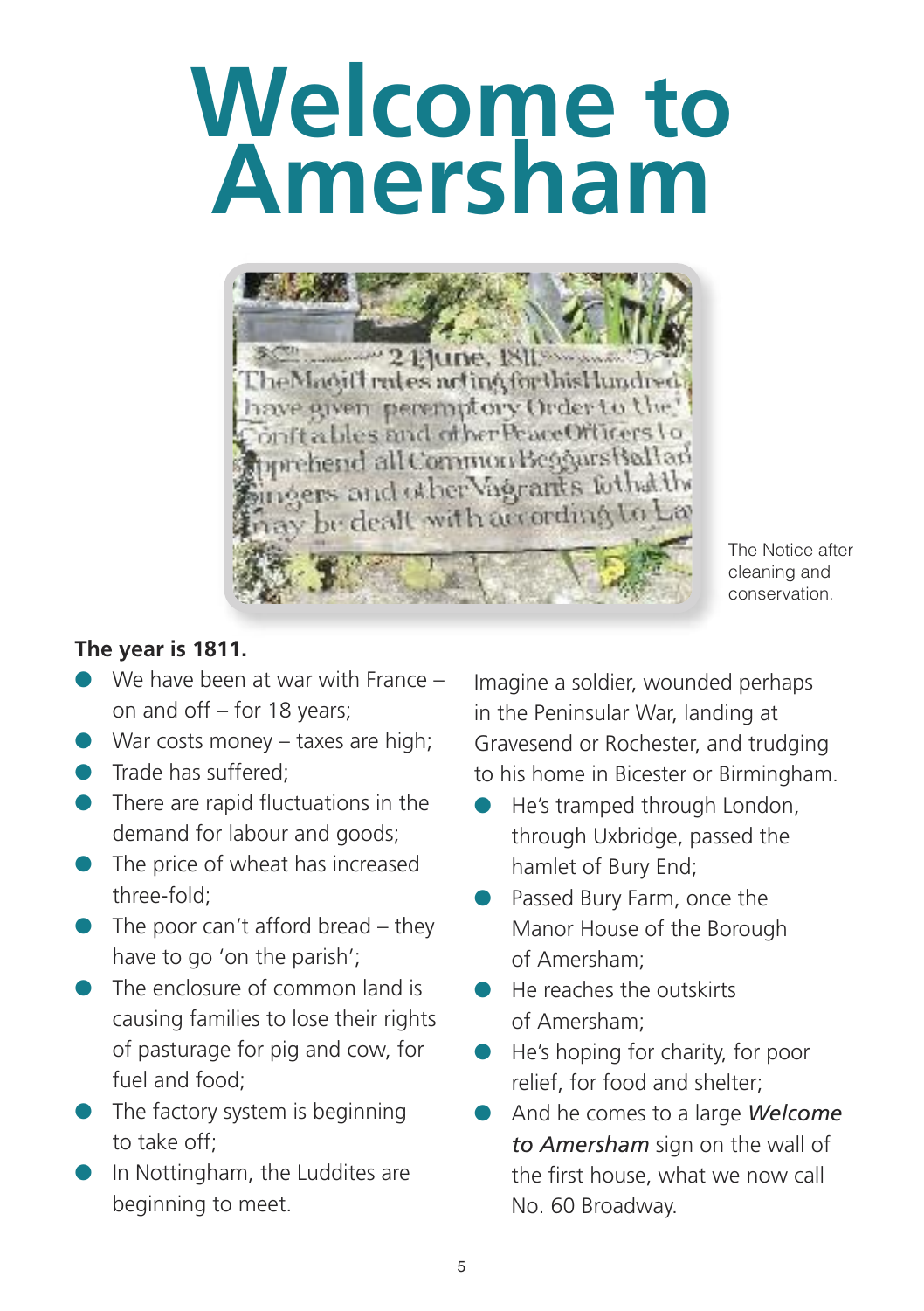# Welcome to Amersham

The Notice after cleaning and conservation.

**The year is 1811.**

- We have been at war with France – on and off – for 18 years;
- War costs money – taxes are high;
- Trade has suffered;
- There are rapid fluctuations in the demand for labour and goods;
- The price of wheat has increased three-fold;
- The poor can't afford bread – they have to go 'on the parish';
- The enclosure of common land is causing families to lose their rights of pasturage for pig and cow, for fuel and food;
- The factory system is beginning to take off;
- In Nottingham, the Luddites are beginning to meet.

Imagine a soldier, wounded perhaps in the Peninsular War, landing at Gravesend or Rochester, and trudging to his home in Bicester or Birmingham.

- He's tramped through London, through Uxbridge, passed the hamlet of Bury End;
- Passed Bury Farm, once the Manor House of the Borough of Amersham;
- He reaches the outskirts of Amersham;
- He's hoping for charity, for poor relief, for food and shelter;
- And he comes to a large ***Welcome to Amersham*** sign on the wall of the first house, what we now call No. 60 Broadway.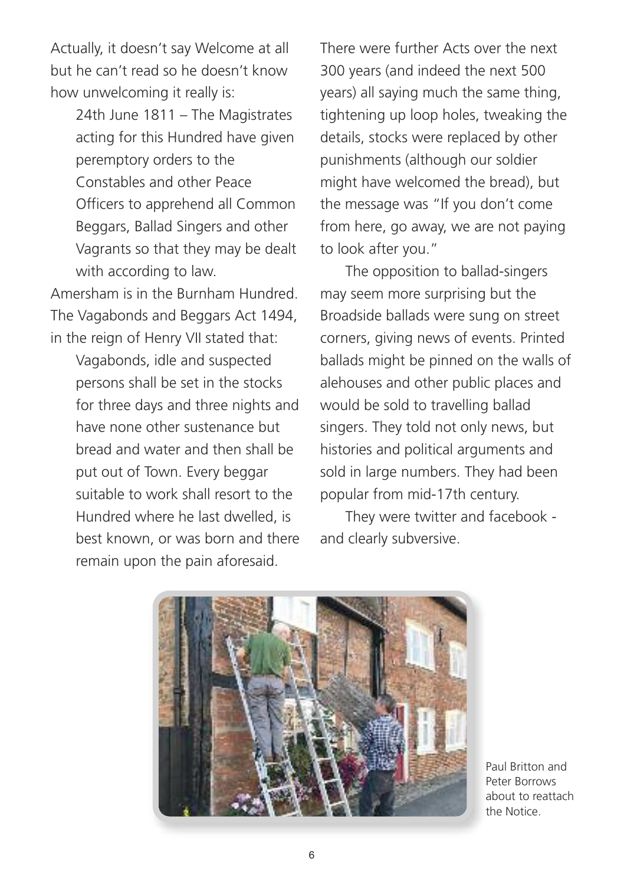Actually, it doesn't say Welcome at all but he can't read so he doesn't know how unwelcoming it really is:

> 24th June 1811 – The Magistrates acting for this Hundred have given peremptory orders to the Constables and other Peace Officers to apprehend all Common Beggars, Ballad Singers and other Vagrants so that they may be dealt with according to law.

Amersham is in the Burnham Hundred. The Vagabonds and Beggars Act 1494, in the reign of Henry VII stated that:

> Vagabonds, idle and suspected persons shall be set in the stocks for three days and three nights and have none other sustenance but bread and water and then shall be put out of Town. Every beggar suitable to work shall resort to the Hundred where he last dwelled, is best known, or was born and there remain upon the pain aforesaid.

There were further Acts over the next 300 years (and indeed the next 500 years) all saying much the same thing, tightening up loop holes, tweaking the details, stocks were replaced by other punishments (although our soldier might have welcomed the bread), but the message was "If you don't come from here, go away, we are not paying to look after you."

The opposition to ballad-singers may seem more surprising but the Broadside ballads were sung on street corners, giving news of events. Printed ballads might be pinned on the walls of alehouses and other public places and would be sold to travelling ballad singers. They told not only news, but histories and political arguments and sold in large numbers. They had been popular from mid-17th century.

They were twitter and facebook - and clearly subversive.

Paul Britton and Peter Borrows about to reattach the Notice.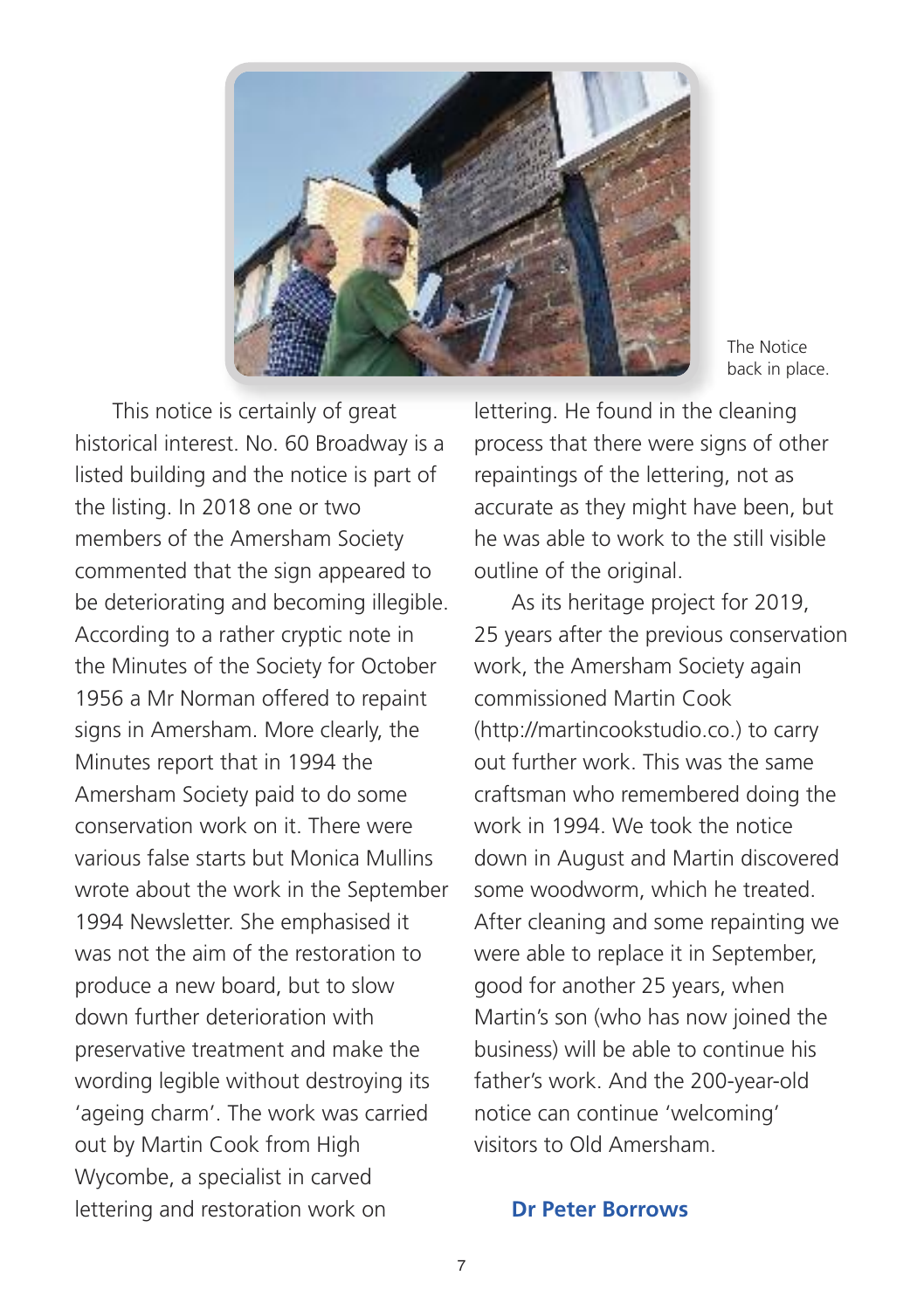The Notice back in place.

This notice is certainly of great historical interest. No. 60 Broadway is a listed building and the notice is part of the listing. In 2018 one or two members of the Amersham Society commented that the sign appeared to be deteriorating and becoming illegible. According to a rather cryptic note in the Minutes of the Society for October 1956 a Mr Norman offered to repaint signs in Amersham. More clearly, the Minutes report that in 1994 the Amersham Society paid to do some conservation work on it. There were various false starts but Monica Mullins wrote about the work in the September 1994 Newsletter. She emphasised it was not the aim of the restoration to produce a new board, but to slow down further deterioration with preservative treatment and make the wording legible without destroying its 'ageing charm'. The work was carried out by Martin Cook from High Wycombe, a specialist in carved lettering and restoration work on lettering. He found in the cleaning process that there were signs of other repaintings of the lettering, not as accurate as they might have been, but he was able to work to the still visible outline of the original.

As its heritage project for 2019, 25 years after the previous conservation work, the Amersham Society again commissioned Martin Cook (http://martincookstudio.co.) to carry out further work. This was the same craftsman who remembered doing the work in 1994. We took the notice down in August and Martin discovered some woodworm, which he treated. After cleaning and some repainting we were able to replace it in September, good for another 25 years, when Martin's son (who has now joined the business) will be able to continue his father's work. And the 200-year-old notice can continue 'welcoming' visitors to Old Amersham.

**Dr Peter Borrows**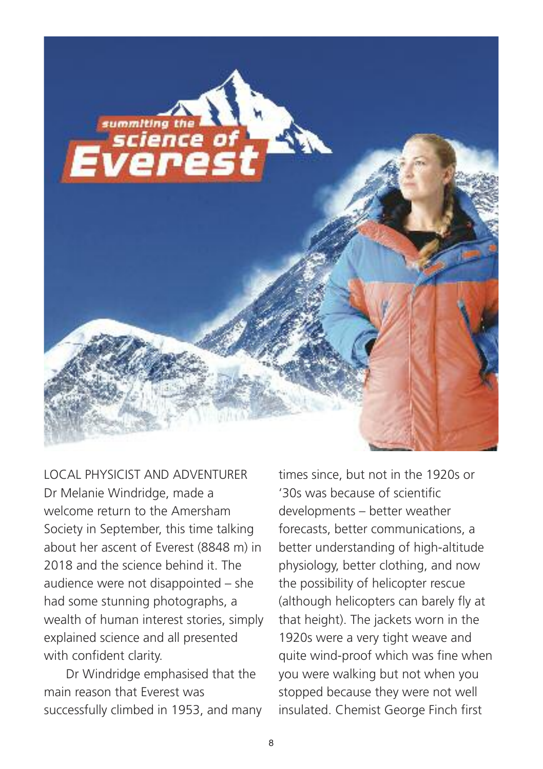LOCAL PHYSICIST AND ADVENTURER Dr Melanie Windridge, made a welcome return to the Amersham Society in September, this time talking about her ascent of Everest (8848 m) in 2018 and the science behind it. The audience were not disappointed – she had some stunning photographs, a wealth of human interest stories, simply explained science and all presented with confident clarity.

Dr Windridge emphasised that the main reason that Everest was successfully climbed in 1953, and many times since, but not in the 1920s or '30s was because of scientific developments – better weather forecasts, better communications, a better understanding of high-altitude physiology, better clothing, and now the possibility of helicopter rescue (although helicopters can barely fly at that height). The jackets worn in the 1920s were a very tight weave and quite wind-proof which was fine when you were walking but not when you stopped because they were not well insulated. Chemist George Finch first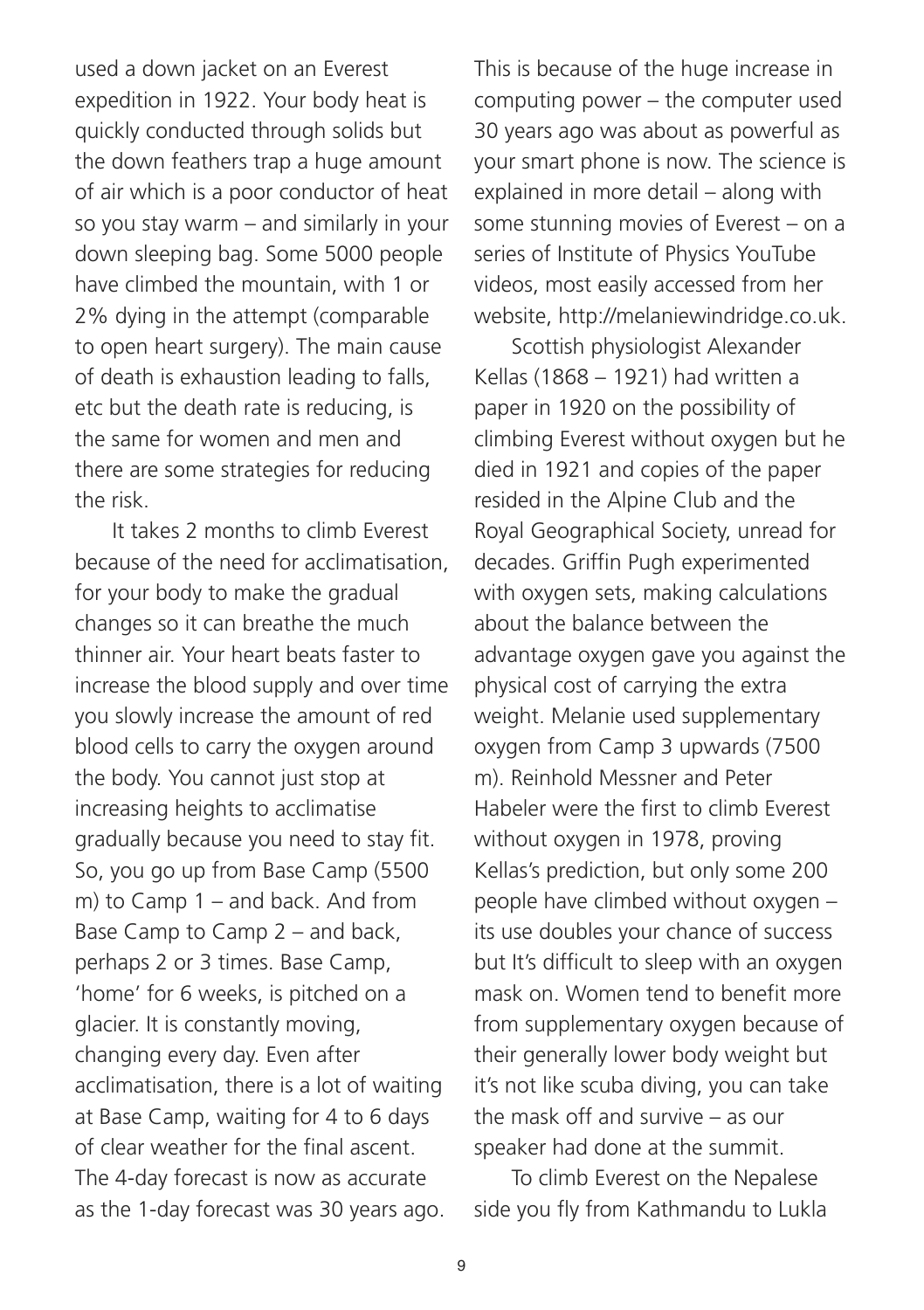used a down jacket on an Everest expedition in 1922. Your body heat is quickly conducted through solids but the down feathers trap a huge amount of air which is a poor conductor of heat so you stay warm – and similarly in your down sleeping bag. Some 5000 people have climbed the mountain, with 1 or 2% dying in the attempt (comparable to open heart surgery). The main cause of death is exhaustion leading to falls, etc but the death rate is reducing, is the same for women and men and there are some strategies for reducing the risk.

It takes 2 months to climb Everest because of the need for acclimatisation, for your body to make the gradual changes so it can breathe the much thinner air. Your heart beats faster to increase the blood supply and over time you slowly increase the amount of red blood cells to carry the oxygen around the body. You cannot just stop at increasing heights to acclimatise gradually because you need to stay fit. So, you go up from Base Camp (5500 m) to Camp 1 – and back. And from Base Camp to Camp 2 – and back, perhaps 2 or 3 times. Base Camp, 'home' for 6 weeks, is pitched on a glacier. It is constantly moving, changing every day. Even after acclimatisation, there is a lot of waiting at Base Camp, waiting for 4 to 6 days of clear weather for the final ascent. The 4-day forecast is now as accurate as the 1-day forecast was 30 years ago. This is because of the huge increase in computing power – the computer used 30 years ago was about as powerful as your smart phone is now. The science is explained in more detail – along with some stunning movies of Everest – on a series of Institute of Physics YouTube videos, most easily accessed from her website, http://melaniewindridge.co.uk.

Scottish physiologist Alexander Kellas (1868 – 1921) had written a paper in 1920 on the possibility of climbing Everest without oxygen but he died in 1921 and copies of the paper resided in the Alpine Club and the Royal Geographical Society, unread for decades. Griffin Pugh experimented with oxygen sets, making calculations about the balance between the advantage oxygen gave you against the physical cost of carrying the extra weight. Melanie used supplementary oxygen from Camp 3 upwards (7500 m). Reinhold Messner and Peter Habeler were the first to climb Everest without oxygen in 1978, proving Kellas's prediction, but only some 200 people have climbed without oxygen – its use doubles your chance of success but It's difficult to sleep with an oxygen mask on. Women tend to benefit more from supplementary oxygen because of their generally lower body weight but it's not like scuba diving, you can take the mask off and survive – as our speaker had done at the summit.

To climb Everest on the Nepalese side you fly from Kathmandu to Lukla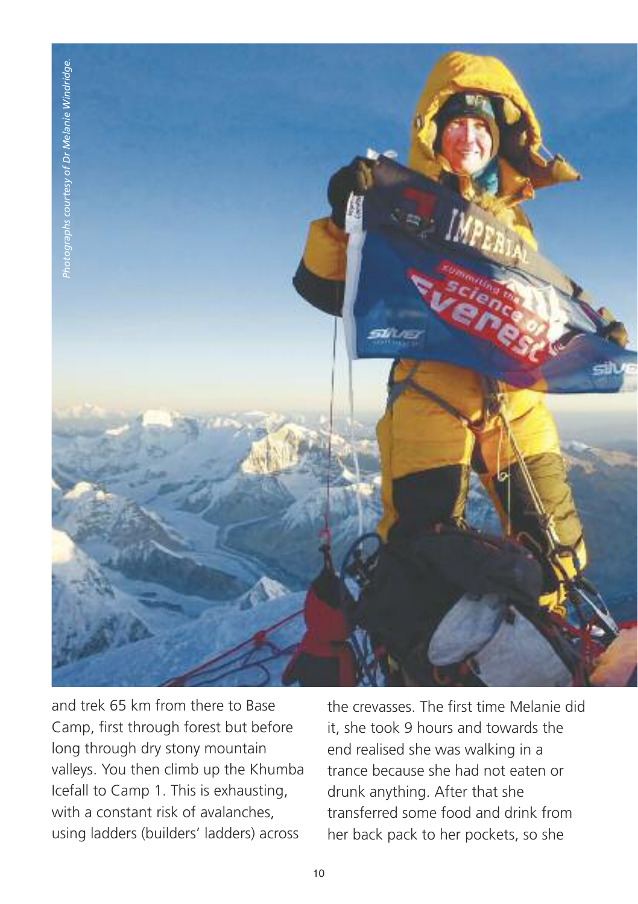*Photographs courtesy of Dr Melanie Windridge.*

and trek 65 km from there to Base Camp, first through forest but before long through dry stony mountain valleys. You then climb up the Khumba Icefall to Camp 1. This is exhausting, with a constant risk of avalanches, using ladders (builders' ladders) across the crevasses. The first time Melanie did it, she took 9 hours and towards the end realised she was walking in a trance because she had not eaten or drunk anything. After that she transferred some food and drink from her back pack to her pockets, so she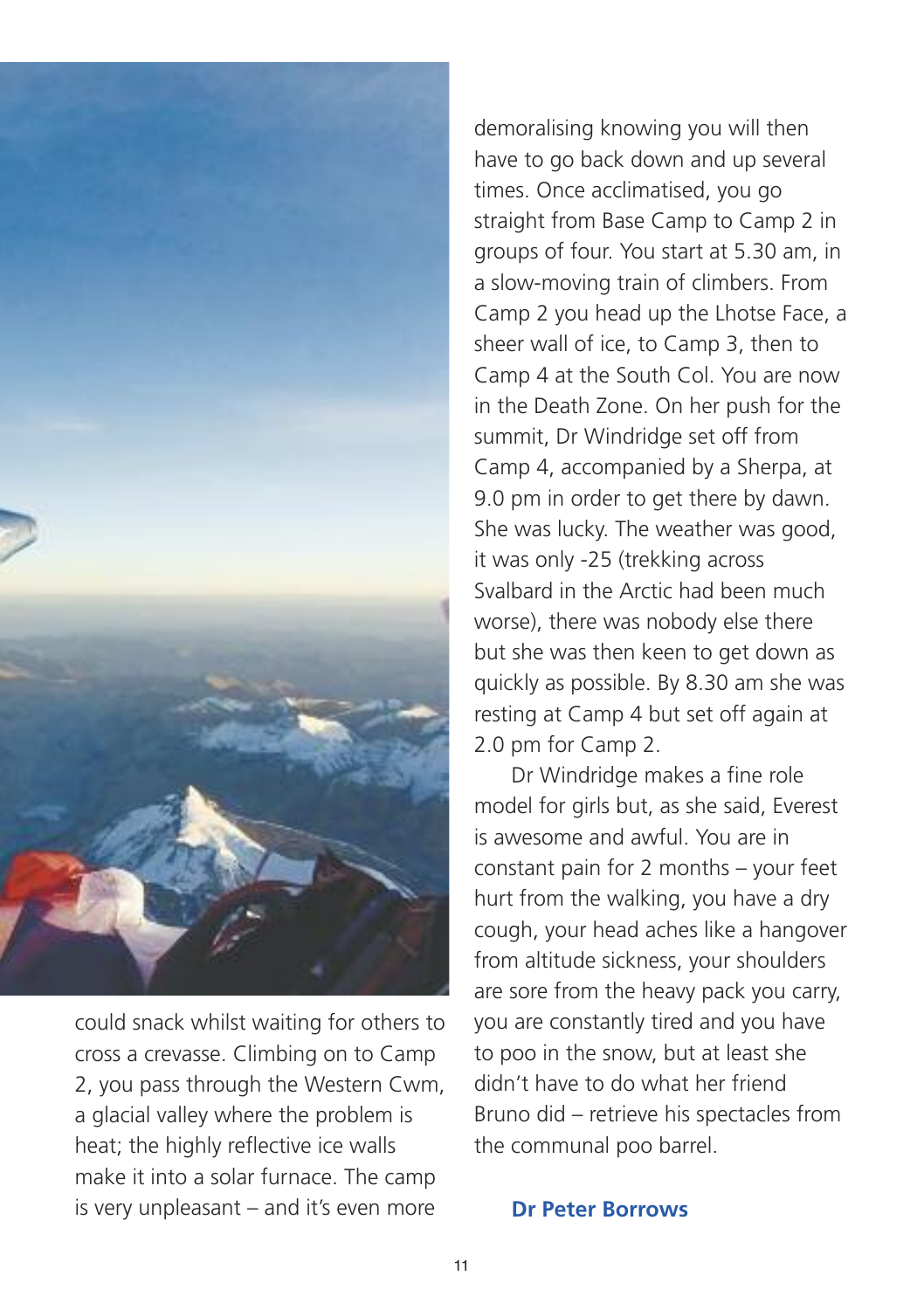could snack whilst waiting for others to cross a crevasse. Climbing on to Camp 2, you pass through the Western Cwm, a glacial valley where the problem is heat; the highly reflective ice walls make it into a solar furnace. The camp is very unpleasant – and it's even more demoralising knowing you will then have to go back down and up several times. Once acclimatised, you go straight from Base Camp to Camp 2 in groups of four. You start at 5.30 am, in a slow-moving train of climbers. From Camp 2 you head up the Lhotse Face, a sheer wall of ice, to Camp 3, then to Camp 4 at the South Col. You are now in the Death Zone. On her push for the summit, Dr Windridge set off from Camp 4, accompanied by a Sherpa, at 9.0 pm in order to get there by dawn. She was lucky. The weather was good, it was only -25 (trekking across Svalbard in the Arctic had been much worse), there was nobody else there but she was then keen to get down as quickly as possible. By 8.30 am she was resting at Camp 4 but set off again at 2.0 pm for Camp 2.

Dr Windridge makes a fine role model for girls but, as she said, Everest is awesome and awful. You are in constant pain for 2 months – your feet hurt from the walking, you have a dry cough, your head aches like a hangover from altitude sickness, your shoulders are sore from the heavy pack you carry, you are constantly tired and you have to poo in the snow, but at least she didn't have to do what her friend Bruno did – retrieve his spectacles from the communal poo barrel.

**Dr Peter Borrows**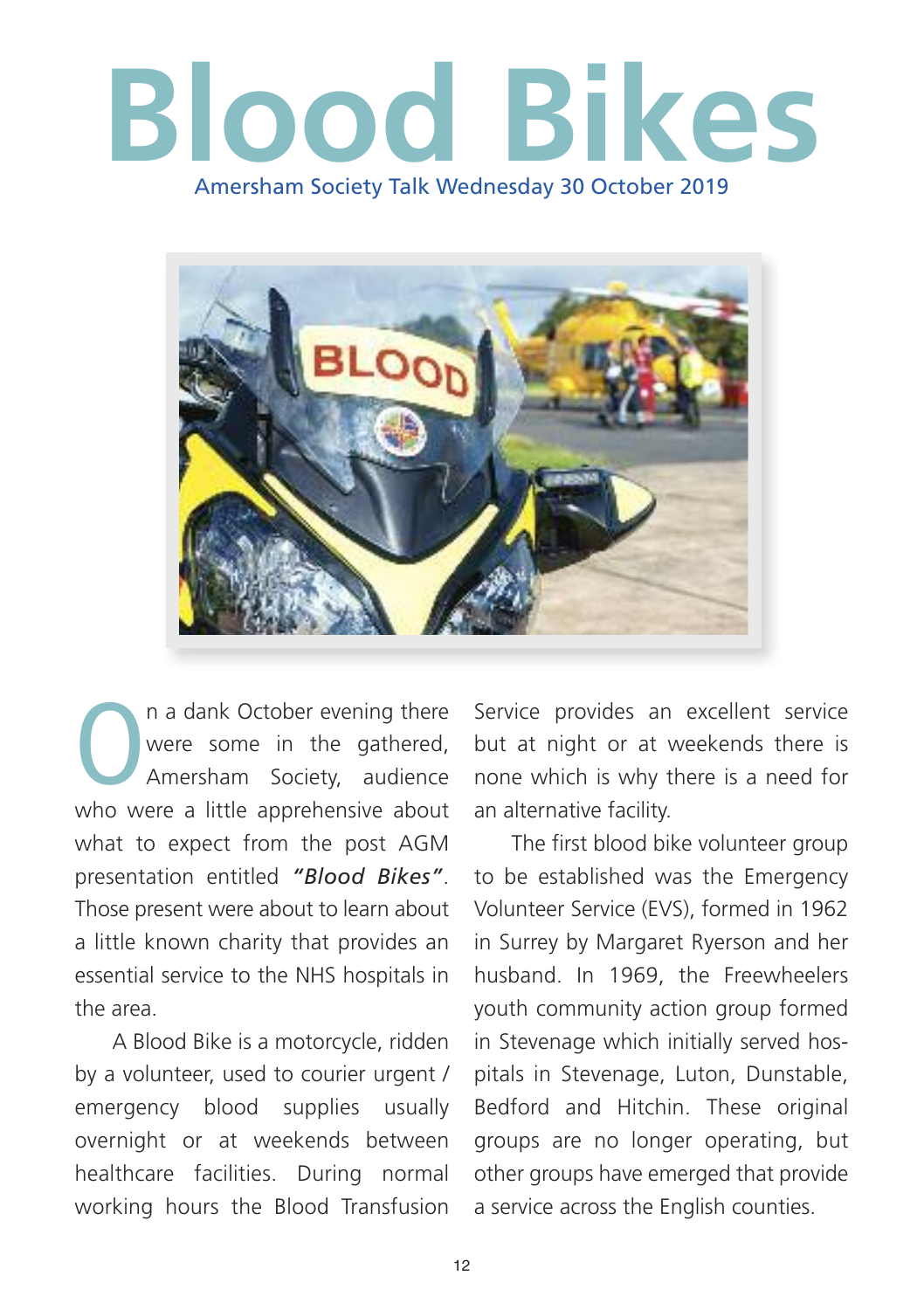# Blood Bikes

Amersham Society Talk Wednesday 30 October 2019

On a dank October evening there were some in the gathered, Amersham Society, audience who were a little apprehensive about what to expect from the post AGM presentation entitled ***"Blood Bikes"***. Those present were about to learn about a little known charity that provides an essential service to the NHS hospitals in the area.

A Blood Bike is a motorcycle, ridden by a volunteer, used to courier urgent / emergency blood supplies usually overnight or at weekends between healthcare facilities. During normal working hours the Blood Transfusion Service provides an excellent service but at night or at weekends there is none which is why there is a need for an alternative facility.

The first blood bike volunteer group to be established was the Emergency Volunteer Service (EVS), formed in 1962 in Surrey by Margaret Ryerson and her husband. In 1969, the Freewheelers youth community action group formed in Stevenage which initially served hospitals in Stevenage, Luton, Dunstable, Bedford and Hitchin. These original groups are no longer operating, but other groups have emerged that provide a service across the English counties.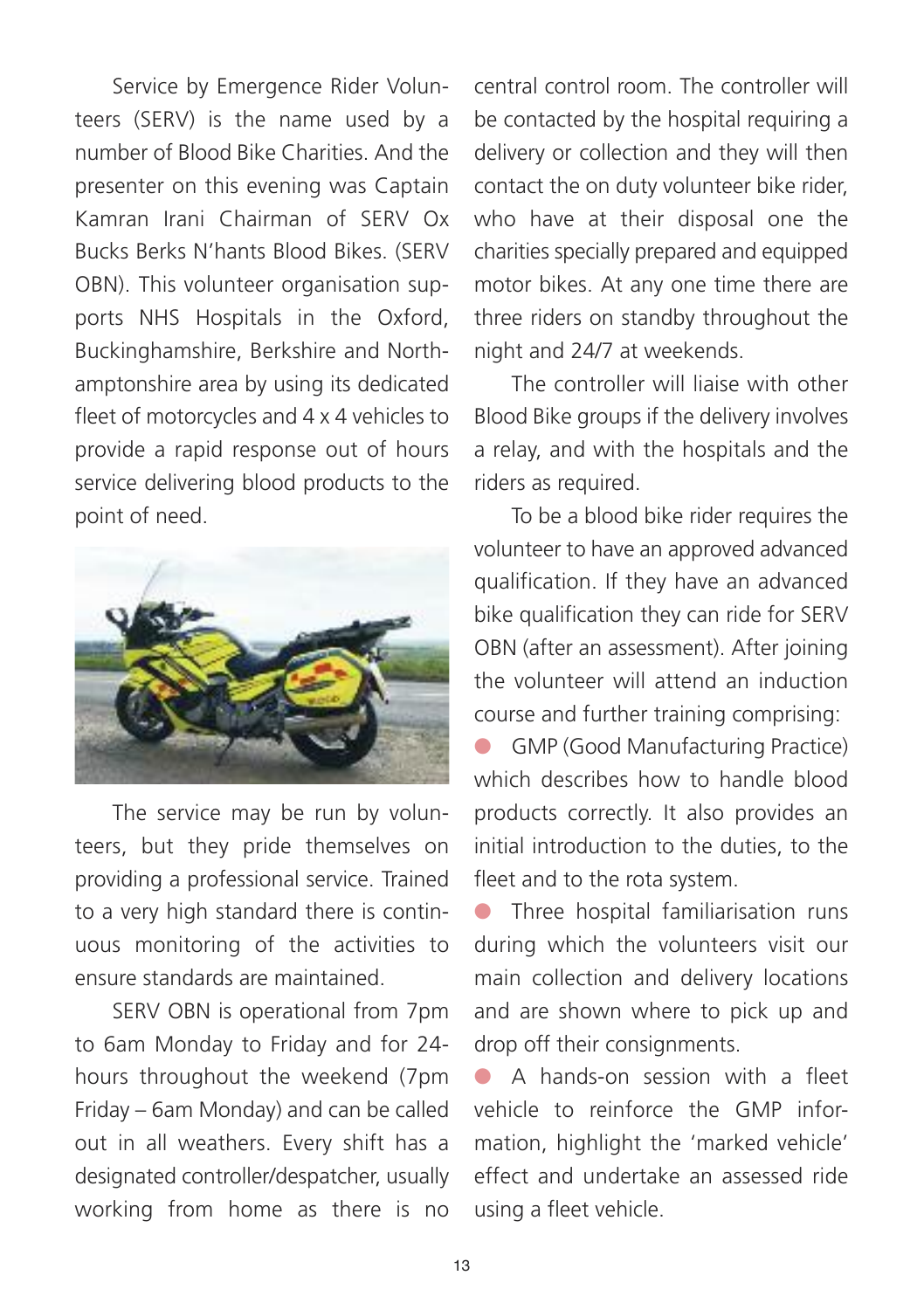Service by Emergence Rider Volunteers (SERV) is the name used by a number of Blood Bike Charities. And the presenter on this evening was Captain Kamran Irani Chairman of SERV Ox Bucks Berks N'hants Blood Bikes. (SERV OBN). This volunteer organisation supports NHS Hospitals in the Oxford, Buckinghamshire, Berkshire and Northamptonshire area by using its dedicated fleet of motorcycles and 4 x 4 vehicles to provide a rapid response out of hours service delivering blood products to the point of need.

The service may be run by volunteers, but they pride themselves on providing a professional service. Trained to a very high standard there is continuous monitoring of the activities to ensure standards are maintained.

SERV OBN is operational from 7pm to 6am Monday to Friday and for 24-hours throughout the weekend (7pm Friday – 6am Monday) and can be called out in all weathers. Every shift has a designated controller/despatcher, usually working from home as there is no central control room. The controller will be contacted by the hospital requiring a delivery or collection and they will then contact the on duty volunteer bike rider, who have at their disposal one the charities specially prepared and equipped motor bikes. At any one time there are three riders on standby throughout the night and 24/7 at weekends.

The controller will liaise with other Blood Bike groups if the delivery involves a relay, and with the hospitals and the riders as required.

To be a blood bike rider requires the volunteer to have an approved advanced qualification. If they have an advanced bike qualification they can ride for SERV OBN (after an assessment). After joining the volunteer will attend an induction course and further training comprising:

- GMP (Good Manufacturing Practice) which describes how to handle blood products correctly. It also provides an initial introduction to the duties, to the fleet and to the rota system.
- Three hospital familiarisation runs during which the volunteers visit our main collection and delivery locations and are shown where to pick up and drop off their consignments.
- A hands-on session with a fleet vehicle to reinforce the GMP information, highlight the 'marked vehicle' effect and undertake an assessed ride using a fleet vehicle.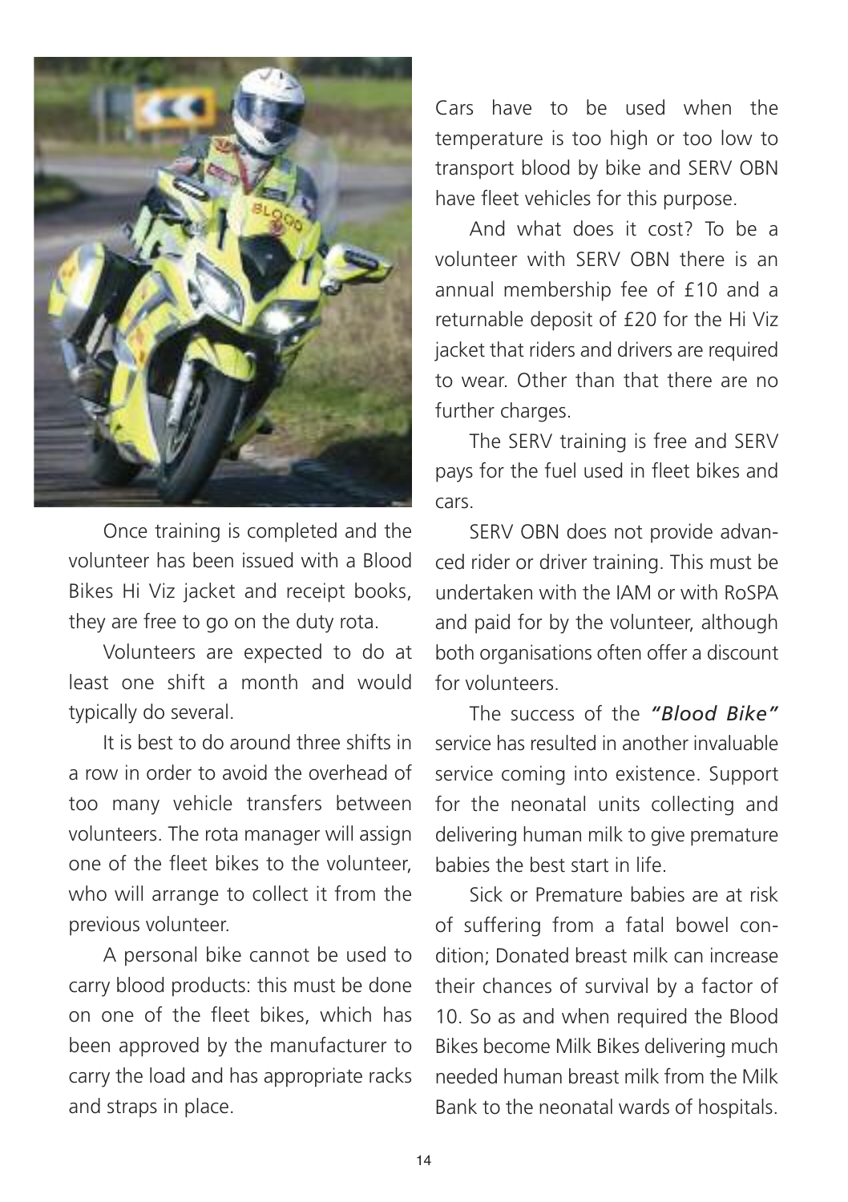Once training is completed and the volunteer has been issued with a Blood Bikes Hi Viz jacket and receipt books, they are free to go on the duty rota.

Volunteers are expected to do at least one shift a month and would typically do several.

It is best to do around three shifts in a row in order to avoid the overhead of too many vehicle transfers between volunteers. The rota manager will assign one of the fleet bikes to the volunteer, who will arrange to collect it from the previous volunteer.

A personal bike cannot be used to carry blood products: this must be done on one of the fleet bikes, which has been approved by the manufacturer to carry the load and has appropriate racks and straps in place.

Cars have to be used when the temperature is too high or too low to transport blood by bike and SERV OBN have fleet vehicles for this purpose.

And what does it cost? To be a volunteer with SERV OBN there is an annual membership fee of £10 and a returnable deposit of £20 for the Hi Viz jacket that riders and drivers are required to wear. Other than that there are no further charges.

The SERV training is free and SERV pays for the fuel used in fleet bikes and cars.

SERV OBN does not provide advanced rider or driver training. This must be undertaken with the IAM or with RoSPA and paid for by the volunteer, although both organisations often offer a discount for volunteers.

The success of the ***"Blood Bike"*** service has resulted in another invaluable service coming into existence. Support for the neonatal units collecting and delivering human milk to give premature babies the best start in life.

Sick or Premature babies are at risk of suffering from a fatal bowel condition; Donated breast milk can increase their chances of survival by a factor of 10. So as and when required the Blood Bikes become Milk Bikes delivering much needed human breast milk from the Milk Bank to the neonatal wards of hospitals.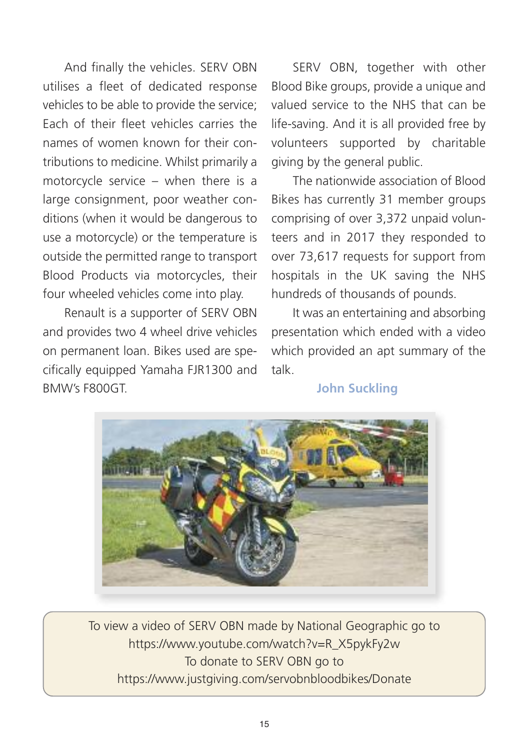And finally the vehicles. SERV OBN utilises a fleet of dedicated response vehicles to be able to provide the service; Each of their fleet vehicles carries the names of women known for their contributions to medicine. Whilst primarily a motorcycle service – when there is a large consignment, poor weather conditions (when it would be dangerous to use a motorcycle) or the temperature is outside the permitted range to transport Blood Products via motorcycles, their four wheeled vehicles come into play.

Renault is a supporter of SERV OBN and provides two 4 wheel drive vehicles on permanent loan. Bikes used are specifically equipped Yamaha FJR1300 and BMW's F800GT.

SERV OBN, together with other Blood Bike groups, provide a unique and valued service to the NHS that can be life-saving. And it is all provided free by volunteers supported by charitable giving by the general public.

The nationwide association of Blood Bikes has currently 31 member groups comprising of over 3,372 unpaid volunteers and in 2017 they responded to over 73,617 requests for support from hospitals in the UK saving the NHS hundreds of thousands of pounds.

It was an entertaining and absorbing presentation which ended with a video which provided an apt summary of the talk.

**John Suckling**

To view a video of SERV OBN made by National Geographic go to https://www.youtube.com/watch?v=R_X5pykFy2w
To donate to SERV OBN go to https://www.justgiving.com/servobnbloodbikes/Donate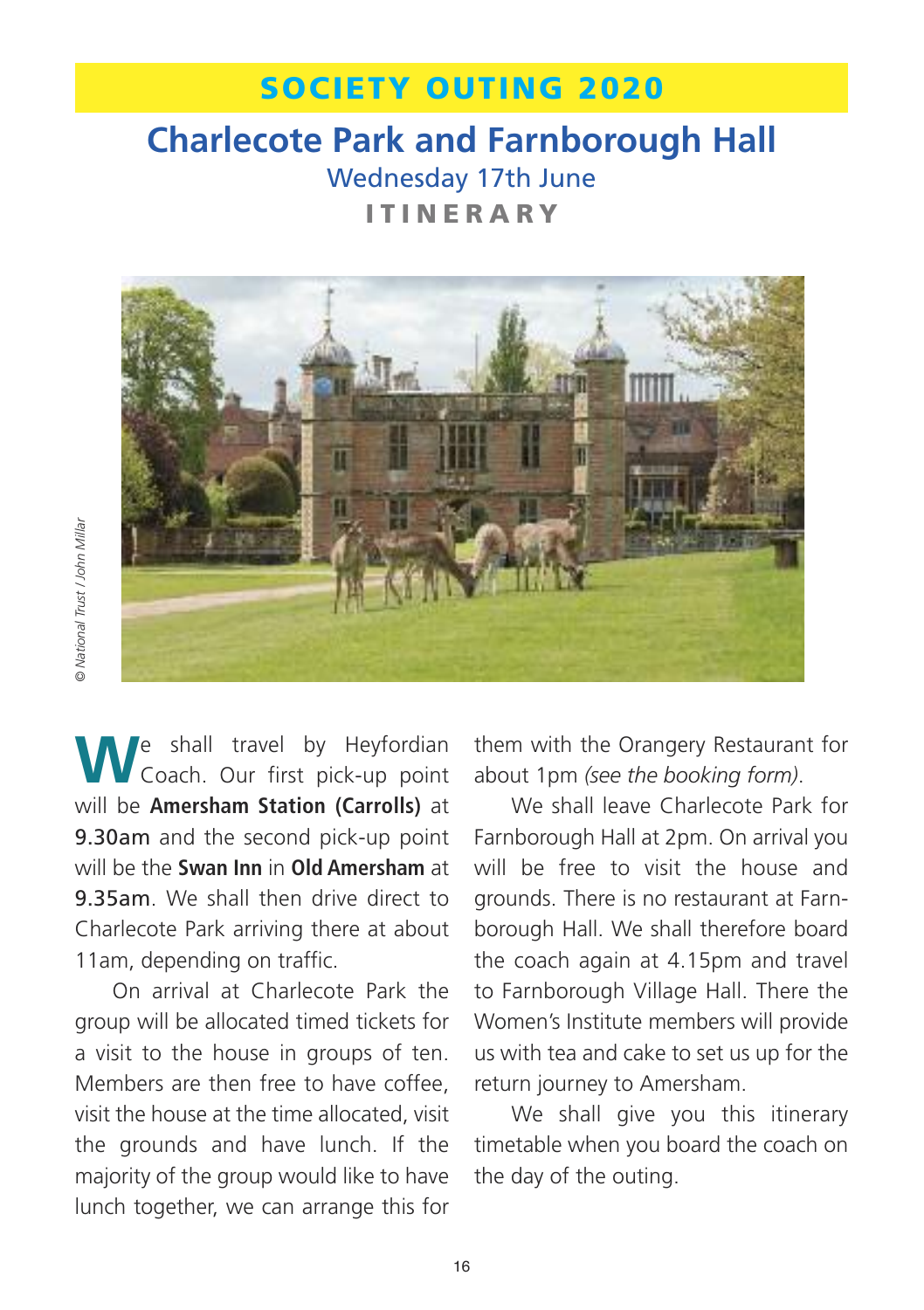# SOCIETY OUTING 2020

## Charlecote Park and Farnborough Hall

Wednesday 17th June

**ITINERARY**

© National Trust / John Millar

We shall travel by Heyfordian Coach. Our first pick-up point will be **Amersham Station (Carrolls)** at 9.30am and the second pick-up point will be the **Swan Inn** in **Old Amersham** at 9.35am. We shall then drive direct to Charlecote Park arriving there at about 11am, depending on traffic.

On arrival at Charlecote Park the group will be allocated timed tickets for a visit to the house in groups of ten. Members are then free to have coffee, visit the house at the time allocated, visit the grounds and have lunch. If the majority of the group would like to have lunch together, we can arrange this for them with the Orangery Restaurant for about 1pm *(see the booking form)*.

We shall leave Charlecote Park for Farnborough Hall at 2pm. On arrival you will be free to visit the house and grounds. There is no restaurant at Farnborough Hall. We shall therefore board the coach again at 4.15pm and travel to Farnborough Village Hall. There the Women's Institute members will provide us with tea and cake to set us up for the return journey to Amersham.

We shall give you this itinerary timetable when you board the coach on the day of the outing.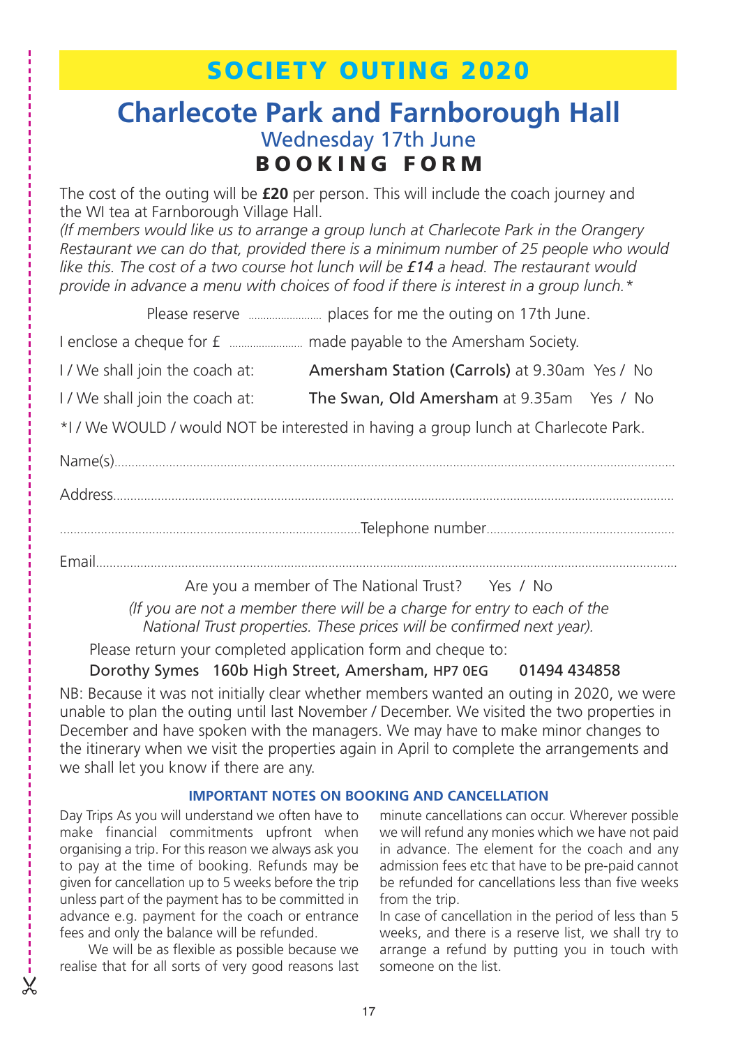# SOCIETY OUTING 2020

## Charlecote Park and Farnborough Hall

### Wednesday 17th June

### BOOKING FORM

The cost of the outing will be **£20** per person. This will include the coach journey and the WI tea at Farnborough Village Hall.

*(If members would like us to arrange a group lunch at Charlecote Park in the Orangery Restaurant we can do that, provided there is a minimum number of 25 people who would like this. The cost of a two course hot lunch will be **£14** a head. The restaurant would provide in advance a menu with choices of food if there is interest in a group lunch.\*)*

Please reserve ........................ places for me the outing on 17th June.

I enclose a cheque for £ ........................ made payable to the Amersham Society.

I / We shall join the coach at: **Amersham Station (Carrols)** at 9.30am Yes / No

I / We shall join the coach at: **The Swan, Old Amersham** at 9.35am Yes / No

\*I / We WOULD / would NOT be interested in having a group lunch at Charlecote Park.

Name(s)........................................................................................................................................................

Address........................................................................................................................................................

..............................................................................................Telephone number...............................................................

Email.............................................................................................................................................................

Are you a member of The National Trust? Yes / No

*(If you are not a member there will be a charge for entry to each of the National Trust properties. These prices will be confirmed next year).*

Please return your completed application form and cheque to:

Dorothy Symes 160b High Street, Amersham, HP7 0EG 01494 434858

NB: Because it was not initially clear whether members wanted an outing in 2020, we were unable to plan the outing until last November / December. We visited the two properties in December and have spoken with the managers. We may have to make minor changes to the itinerary when we visit the properties again in April to complete the arrangements and we shall let you know if there are any.

#### IMPORTANT NOTES ON BOOKING AND CANCELLATION

Day Trips As you will understand we often have to make financial commitments upfront when organising a trip. For this reason we always ask you to pay at the time of booking. Refunds may be given for cancellation up to 5 weeks before the trip unless part of the payment has to be committed in advance e.g. payment for the coach or entrance fees and only the balance will be refunded.

We will be as flexible as possible because we realise that for all sorts of very good reasons last minute cancellations can occur. Wherever possible we will refund any monies which we have not paid in advance. The element for the coach and any admission fees etc that have to be pre-paid cannot be refunded for cancellations less than five weeks from the trip.

In case of cancellation in the period of less than 5 weeks, and there is a reserve list, we shall try to arrange a refund by putting you in touch with someone on the list.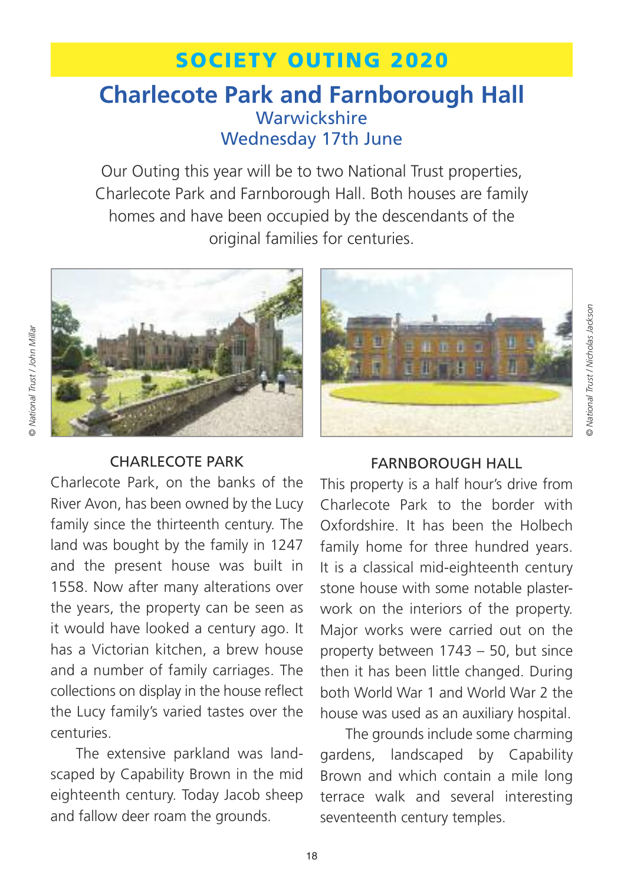# SOCIETY OUTING 2020

## Charlecote Park and Farnborough Hall

Warwickshire

Wednesday 17th June

Our Outing this year will be to two National Trust properties, Charlecote Park and Farnborough Hall. Both houses are family homes and have been occupied by the descendants of the original families for centuries.

© National Trust / John Millar

© National Trust / Nicholas Jackson

### CHARLECOTE PARK

Charlecote Park, on the banks of the River Avon, has been owned by the Lucy family since the thirteenth century. The land was bought by the family in 1247 and the present house was built in 1558. Now after many alterations over the years, the property can be seen as it would have looked a century ago. It has a Victorian kitchen, a brew house and a number of family carriages. The collections on display in the house reflect the Lucy family's varied tastes over the centuries.

The extensive parkland was landscaped by Capability Brown in the mid eighteenth century. Today Jacob sheep and fallow deer roam the grounds.

### FARNBOROUGH HALL

This property is a half hour's drive from Charlecote Park to the border with Oxfordshire. It has been the Holbech family home for three hundred years. It is a classical mid-eighteenth century stone house with some notable plaster-work on the interiors of the property. Major works were carried out on the property between 1743 – 50, but since then it has been little changed. During both World War 1 and World War 2 the house was used as an auxiliary hospital.

The grounds include some charming gardens, landscaped by Capability Brown and which contain a mile long terrace walk and several interesting seventeenth century temples.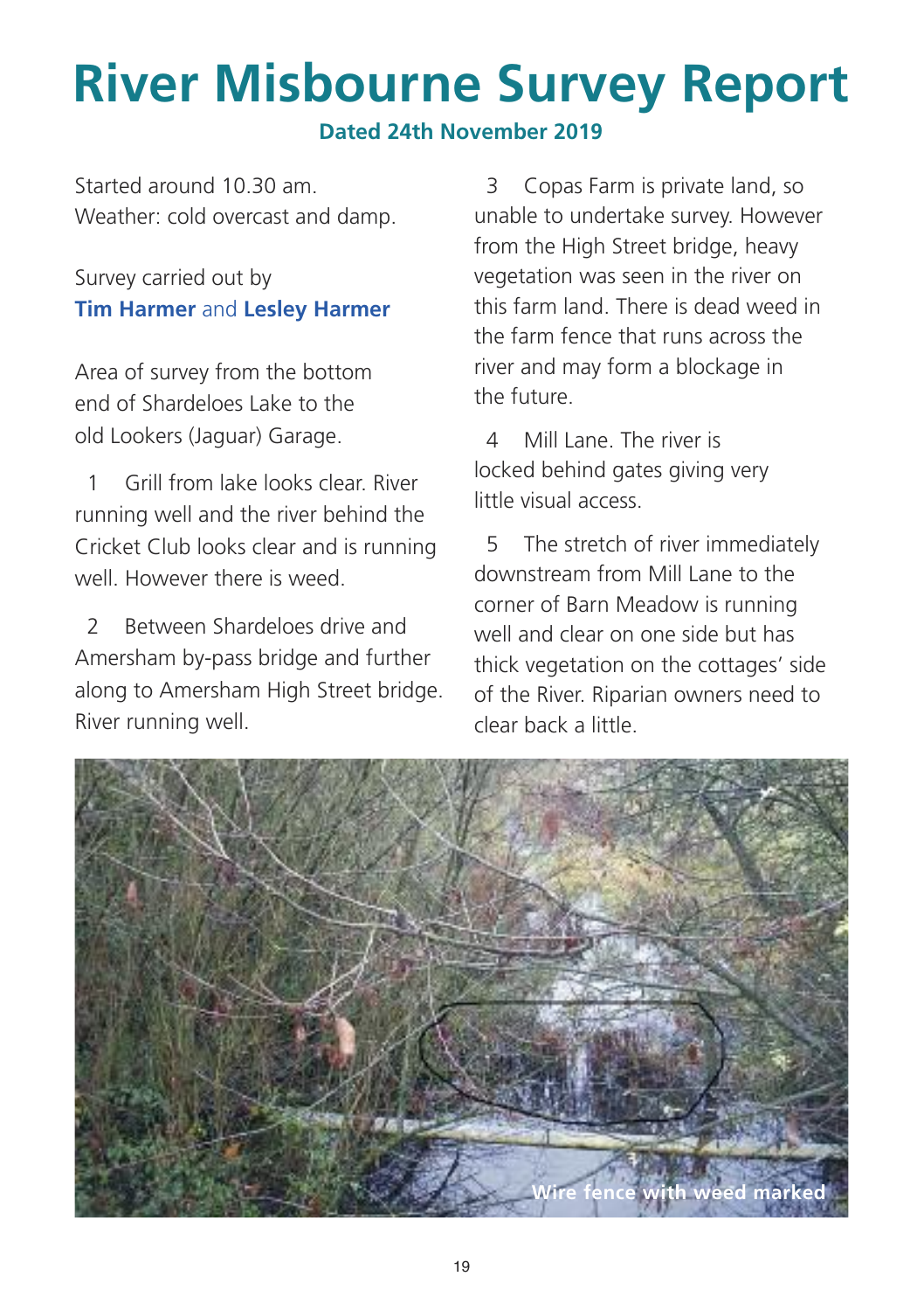# River Misbourne Survey Report

**Dated 24th November 2019**

Started around 10.30 am.
Weather: cold overcast and damp.

Survey carried out by
**Tim Harmer** and **Lesley Harmer**

Area of survey from the bottom end of Shardeloes Lake to the old Lookers (Jaguar) Garage.

1 Grill from lake looks clear. River running well and the river behind the Cricket Club looks clear and is running well. However there is weed.

2 Between Shardeloes drive and Amersham by-pass bridge and further along to Amersham High Street bridge. River running well.

3 Copas Farm is private land, so unable to undertake survey. However from the High Street bridge, heavy vegetation was seen in the river on this farm land. There is dead weed in the farm fence that runs across the river and may form a blockage in the future.

4 Mill Lane. The river is locked behind gates giving very little visual access.

5 The stretch of river immediately downstream from Mill Lane to the corner of Barn Meadow is running well and clear on one side but has thick vegetation on the cottages' side of the River. Riparian owners need to clear back a little.

Wire fence with weed marked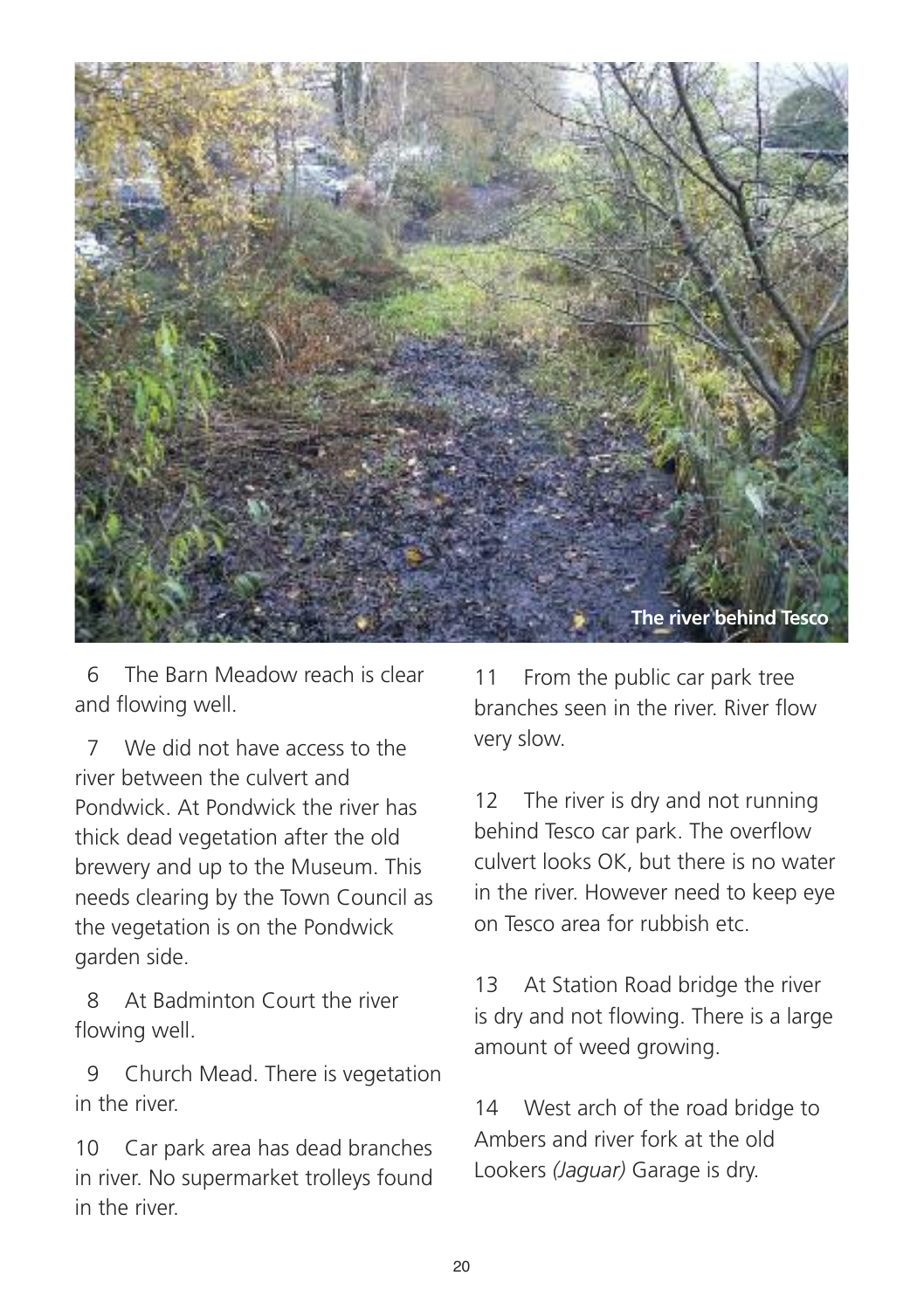The river behind Tesco

6 The Barn Meadow reach is clear and flowing well.

7 We did not have access to the river between the culvert and Pondwick. At Pondwick the river has thick dead vegetation after the old brewery and up to the Museum. This needs clearing by the Town Council as the vegetation is on the Pondwick garden side.

8 At Badminton Court the river flowing well.

9 Church Mead. There is vegetation in the river.

10 Car park area has dead branches in river. No supermarket trolleys found in the river.

11 From the public car park tree branches seen in the river. River flow very slow.

12 The river is dry and not running behind Tesco car park. The overflow culvert looks OK, but there is no water in the river. However need to keep eye on Tesco area for rubbish etc.

13 At Station Road bridge the river is dry and not flowing. There is a large amount of weed growing.

14 West arch of the road bridge to Ambers and river fork at the old Lookers *(Jaguar)* Garage is dry.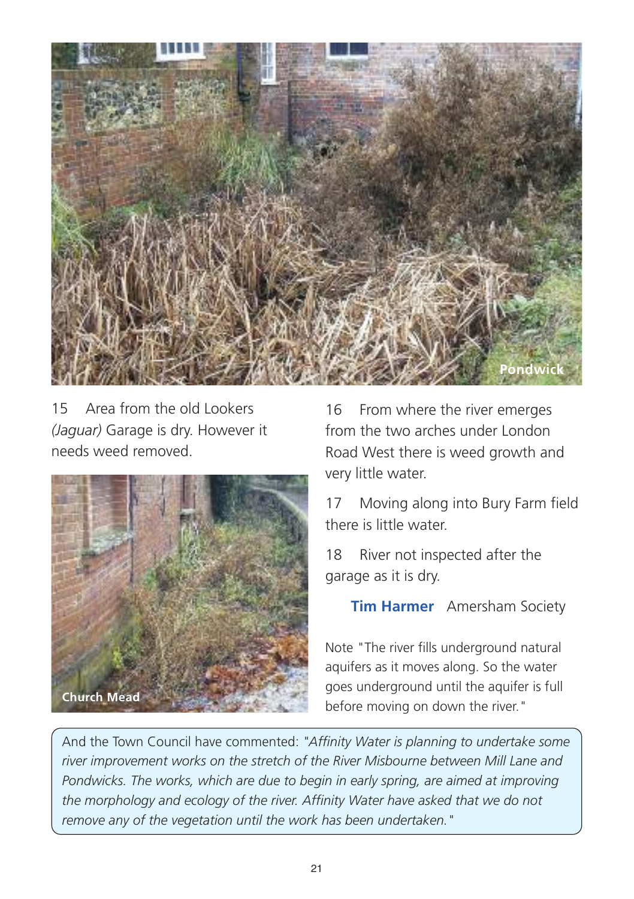Pondwick

15 Area from the old Lookers *(Jaguar)* Garage is dry. However it needs weed removed.

Church Mead

16 From where the river emerges from the two arches under London Road West there is weed growth and very little water.

17 Moving along into Bury Farm field there is little water.

18 River not inspected after the garage as it is dry.

**Tim Harmer** Amersham Society

Note "The river fills underground natural aquifers as it moves along. So the water goes underground until the aquifer is full before moving on down the river."

And the Town Council have commented: *"Affinity Water is planning to undertake some river improvement works on the stretch of the River Misbourne between Mill Lane and Pondwicks. The works, which are due to begin in early spring, are aimed at improving the morphology and ecology of the river. Affinity Water have asked that we do not remove any of the vegetation until the work has been undertaken."*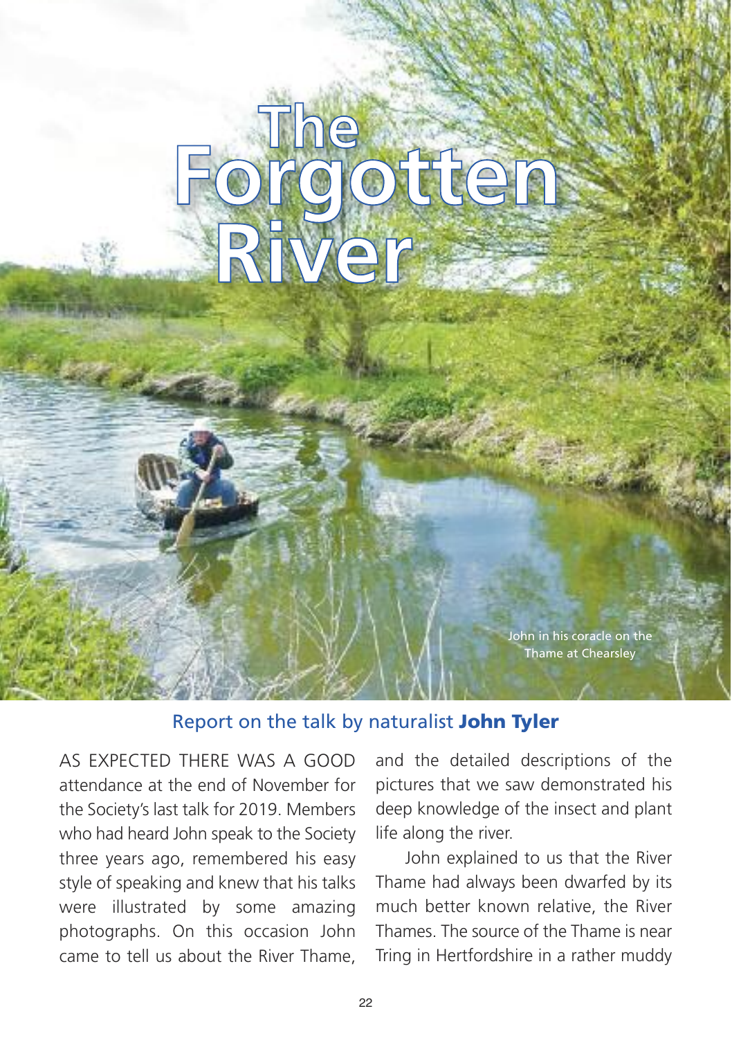# The Forgotten River

John in his coracle on the Thame at Chearsley

## Report on the talk by naturalist **John Tyler**

AS EXPECTED THERE WAS A GOOD attendance at the end of November for the Society's last talk for 2019. Members who had heard John speak to the Society three years ago, remembered his easy style of speaking and knew that his talks were illustrated by some amazing photographs. On this occasion John came to tell us about the River Thame, and the detailed descriptions of the pictures that we saw demonstrated his deep knowledge of the insect and plant life along the river.

John explained to us that the River Thame had always been dwarfed by its much better known relative, the River Thames. The source of the Thame is near Tring in Hertfordshire in a rather muddy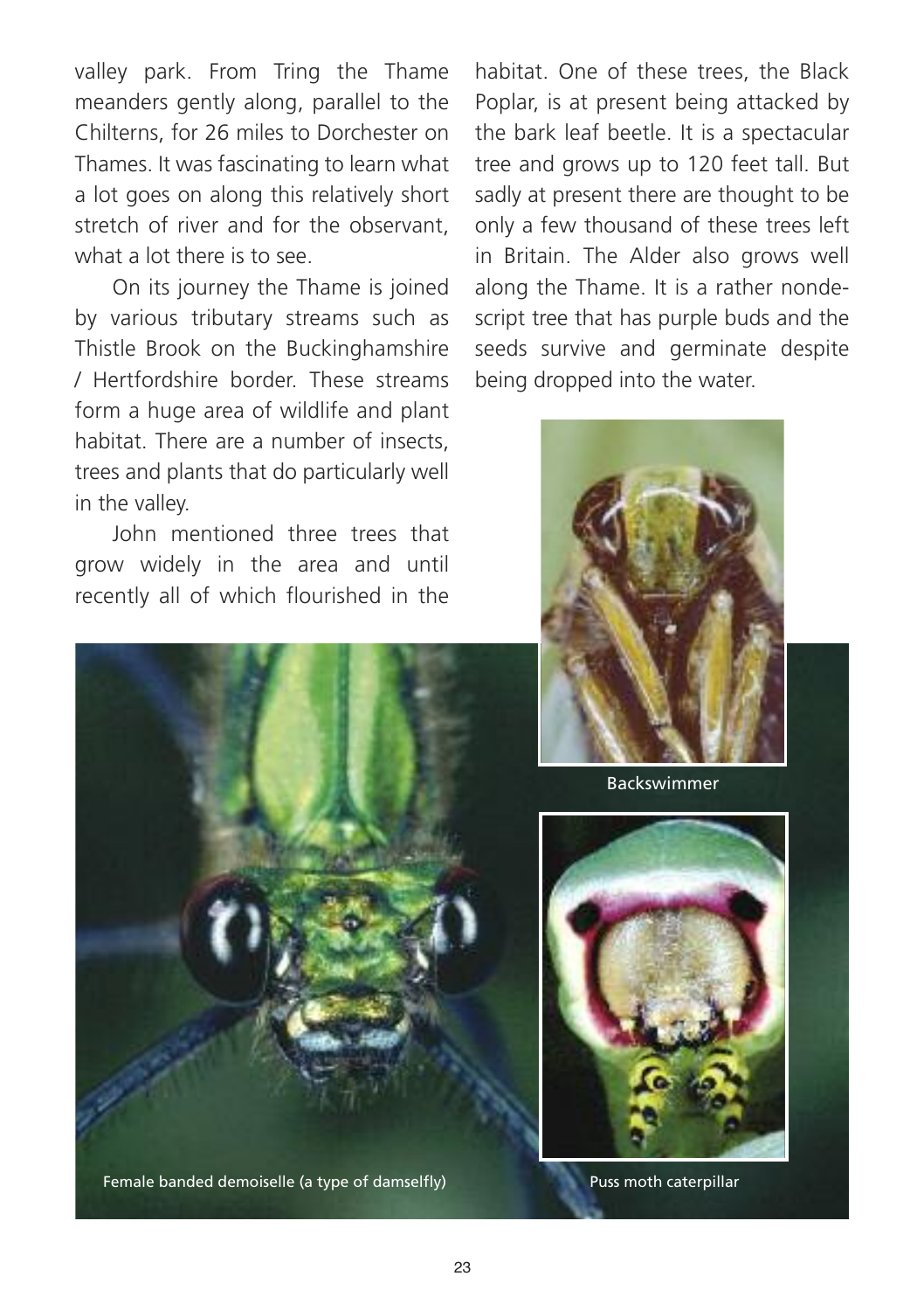valley park. From Tring the Thame meanders gently along, parallel to the Chilterns, for 26 miles to Dorchester on Thames. It was fascinating to learn what a lot goes on along this relatively short stretch of river and for the observant, what a lot there is to see.

On its journey the Thame is joined by various tributary streams such as Thistle Brook on the Buckinghamshire / Hertfordshire border. These streams form a huge area of wildlife and plant habitat. There are a number of insects, trees and plants that do particularly well in the valley.

John mentioned three trees that grow widely in the area and until recently all of which flourished in the habitat. One of these trees, the Black Poplar, is at present being attacked by the bark leaf beetle. It is a spectacular tree and grows up to 120 feet tall. But sadly at present there are thought to be only a few thousand of these trees left in Britain. The Alder also grows well along the Thame. It is a rather nondescript tree that has purple buds and the seeds survive and germinate despite being dropped into the water.

Backswimmer

Female banded demoiselle (a type of damselfly)

Puss moth caterpillar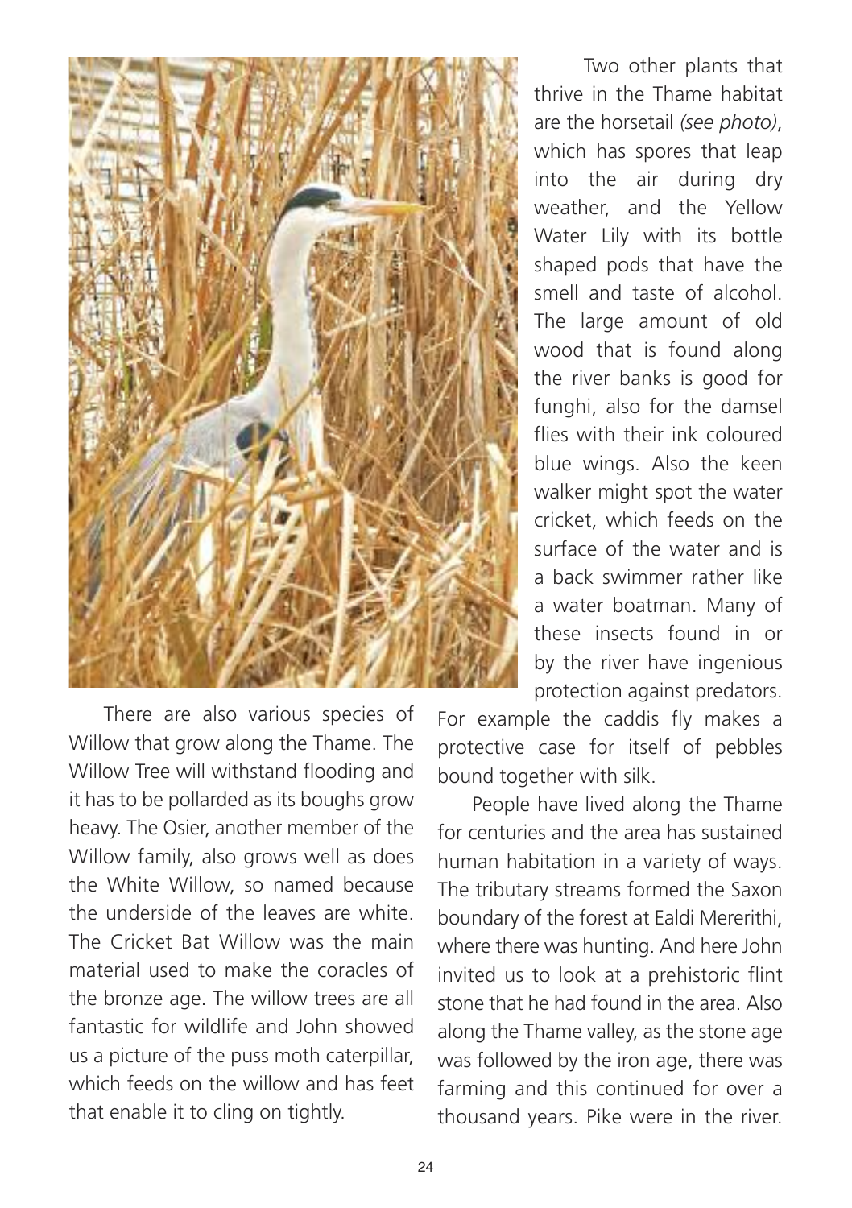Two other plants that thrive in the Thame habitat are the horsetail *(see photo)*, which has spores that leap into the air during dry weather, and the Yellow Water Lily with its bottle shaped pods that have the smell and taste of alcohol. The large amount of old wood that is found along the river banks is good for funghi, also for the damsel flies with their ink coloured blue wings. Also the keen walker might spot the water cricket, which feeds on the surface of the water and is a back swimmer rather like a water boatman. Many of these insects found in or by the river have ingenious protection against predators. For example the caddis fly makes a protective case for itself of pebbles bound together with silk.

There are also various species of Willow that grow along the Thame. The Willow Tree will withstand flooding and it has to be pollarded as its boughs grow heavy. The Osier, another member of the Willow family, also grows well as does the White Willow, so named because the underside of the leaves are white. The Cricket Bat Willow was the main material used to make the coracles of the bronze age. The willow trees are all fantastic for wildlife and John showed us a picture of the puss moth caterpillar, which feeds on the willow and has feet that enable it to cling on tightly.

People have lived along the Thame for centuries and the area has sustained human habitation in a variety of ways. The tributary streams formed the Saxon boundary of the forest at Ealdi Mererithi, where there was hunting. And here John invited us to look at a prehistoric flint stone that he had found in the area. Also along the Thame valley, as the stone age was followed by the iron age, there was farming and this continued for over a thousand years. Pike were in the river.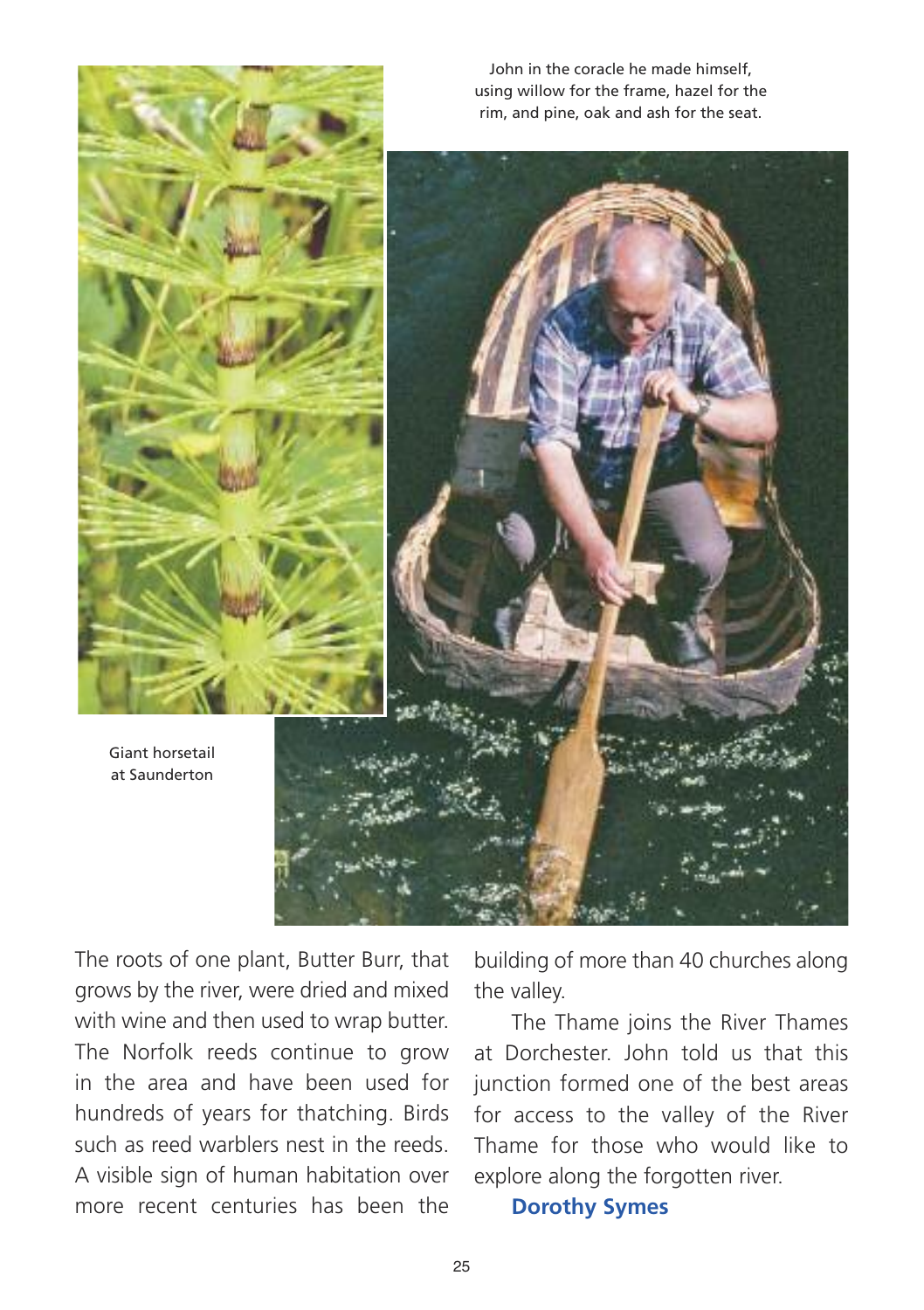John in the coracle he made himself, using willow for the frame, hazel for the rim, and pine, oak and ash for the seat.

Giant horsetail at Saunderton

The roots of one plant, Butter Burr, that grows by the river, were dried and mixed with wine and then used to wrap butter. The Norfolk reeds continue to grow in the area and have been used for hundreds of years for thatching. Birds such as reed warblers nest in the reeds. A visible sign of human habitation over more recent centuries has been the building of more than 40 churches along the valley.

The Thame joins the River Thames at Dorchester. John told us that this junction formed one of the best areas for access to the valley of the River Thame for those who would like to explore along the forgotten river.

**Dorothy Symes**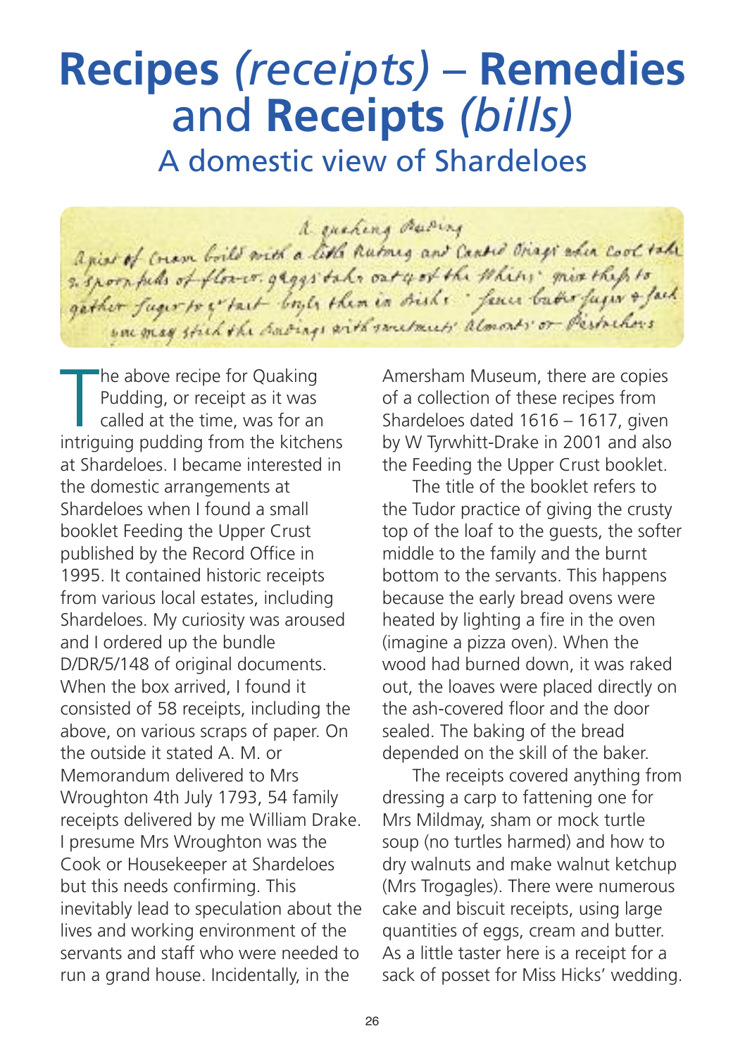# Recipes *(receipts)* – Remedies and Receipts *(bills)*

## A domestic view of Shardeloes

A quaking Pudding
A pint of Cream boild with a little Nutmeg and Candid Orange when cool take 3 spoonfuls of flower. 9 eggs take out 4 of the Whites mix these to gather sugar to ye tast boyle them in dish · sauce butter sugar & sack you may stick the puddings with sweetmeats Almonds or Pistachios

The above recipe for Quaking Pudding, or receipt as it was called at the time, was for an intriguing pudding from the kitchens at Shardeloes. I became interested in the domestic arrangements at Shardeloes when I found a small booklet Feeding the Upper Crust published by the Record Office in 1995. It contained historic receipts from various local estates, including Shardeloes. My curiosity was aroused and I ordered up the bundle D/DR/5/148 of original documents. When the box arrived, I found it consisted of 58 receipts, including the above, on various scraps of paper. On the outside it stated A. M. or Memorandum delivered to Mrs Wroughton 4th July 1793, 54 family receipts delivered by me William Drake. I presume Mrs Wroughton was the Cook or Housekeeper at Shardeloes but this needs confirming. This inevitably lead to speculation about the lives and working environment of the servants and staff who were needed to run a grand house. Incidentally, in the Amersham Museum, there are copies of a collection of these recipes from Shardeloes dated 1616 – 1617, given by W Tyrwhitt-Drake in 2001 and also the Feeding the Upper Crust booklet.

The title of the booklet refers to the Tudor practice of giving the crusty top of the loaf to the guests, the softer middle to the family and the burnt bottom to the servants. This happens because the early bread ovens were heated by lighting a fire in the oven (imagine a pizza oven). When the wood had burned down, it was raked out, the loaves were placed directly on the ash-covered floor and the door sealed. The baking of the bread depended on the skill of the baker.

The receipts covered anything from dressing a carp to fattening one for Mrs Mildmay, sham or mock turtle soup (no turtles harmed) and how to dry walnuts and make walnut ketchup (Mrs Trogagles). There were numerous cake and biscuit receipts, using large quantities of eggs, cream and butter. As a little taster here is a receipt for a sack of posset for Miss Hicks' wedding.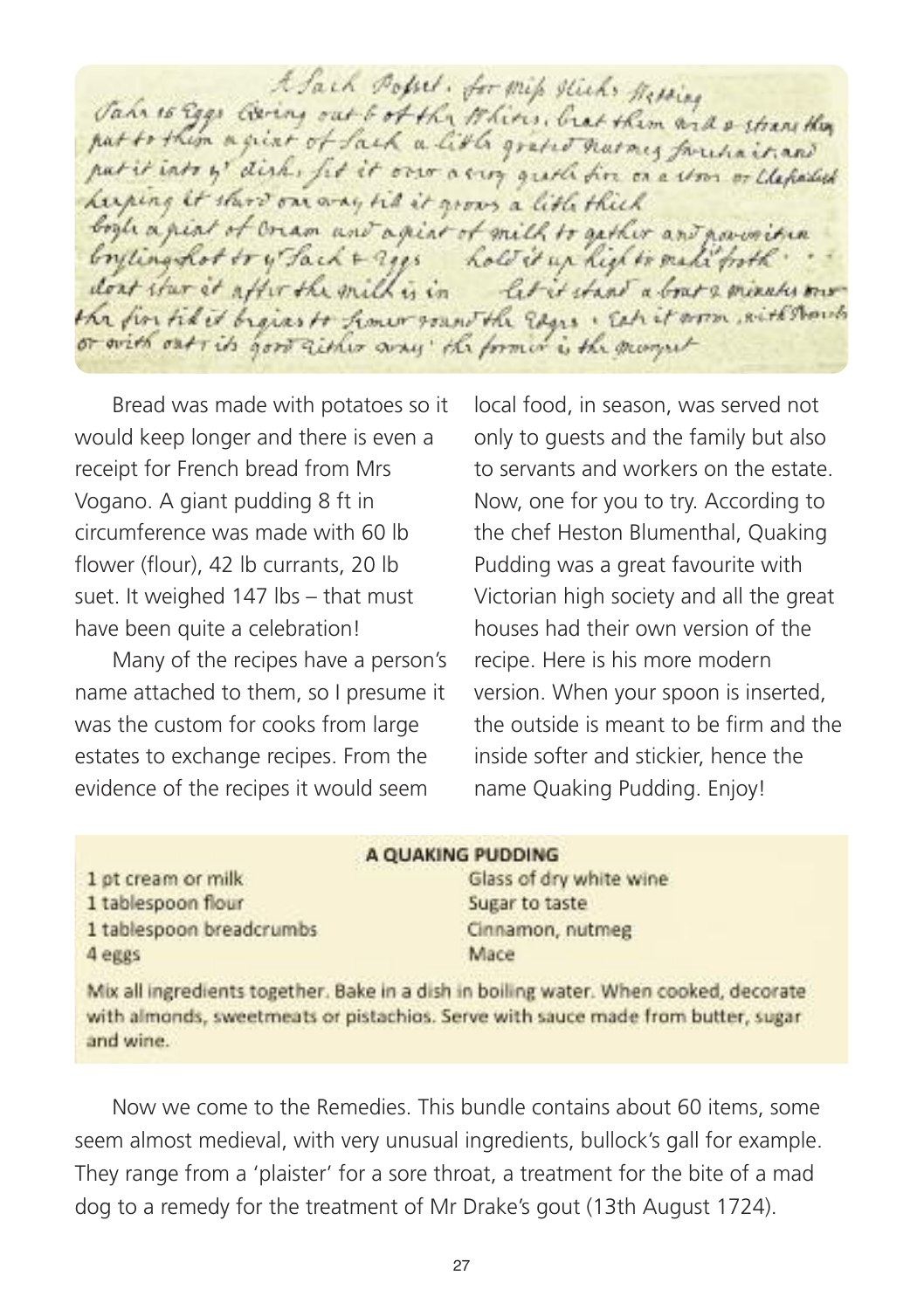A Sack Posset. for Miss Hicks Wedding
Take 15 Eggs leaving out 6 of the Whites, beat them and strain them put to them a pint of Sack a little grated Nutmeg sugar and put it into ye dish, set it over a very gentle fire on a stove or Chafingdish keeping it stirr'd one way til it grows a little thick
boyle a pint of Cream and a pint of milk together and pour it in boyling hot to ye Sack & Eggs hold it up high to make froth
dont stir it after the milk is in let it stand a bout 2 minutes over the fire til it begins to simmer round the Edges. Eat it warm, with Spoons or with out its good either way: the former is the properest

Bread was made with potatoes so it would keep longer and there is even a receipt for French bread from Mrs Vogano. A giant pudding 8 ft in circumference was made with 60 lb flower (flour), 42 lb currants, 20 lb suet. It weighed 147 lbs – that must have been quite a celebration!

Many of the recipes have a person's name attached to them, so I presume it was the custom for cooks from large estates to exchange recipes. From the evidence of the recipes it would seem local food, in season, was served not only to guests and the family but also to servants and workers on the estate. Now, one for you to try. According to the chef Heston Blumenthal, Quaking Pudding was a great favourite with Victorian high society and all the great houses had their own version of the recipe. Here is his more modern version. When your spoon is inserted, the outside is meant to be firm and the inside softer and stickier, hence the name Quaking Pudding. Enjoy!

**A QUAKING PUDDING**

- 1 pt cream or milk
- 1 tablespoon flour
- 1 tablespoon breadcrumbs
- 4 eggs
- Glass of dry white wine
- Sugar to taste
- Cinnamon, nutmeg
- Mace

Mix all ingredients together. Bake in a dish in boiling water. When cooked, decorate with almonds, sweetmeats or pistachios. Serve with sauce made from butter, sugar and wine.

Now we come to the Remedies. This bundle contains about 60 items, some seem almost medieval, with very unusual ingredients, bullock's gall for example. They range from a 'plaister' for a sore throat, a treatment for the bite of a mad dog to a remedy for the treatment of Mr Drake's gout (13th August 1724).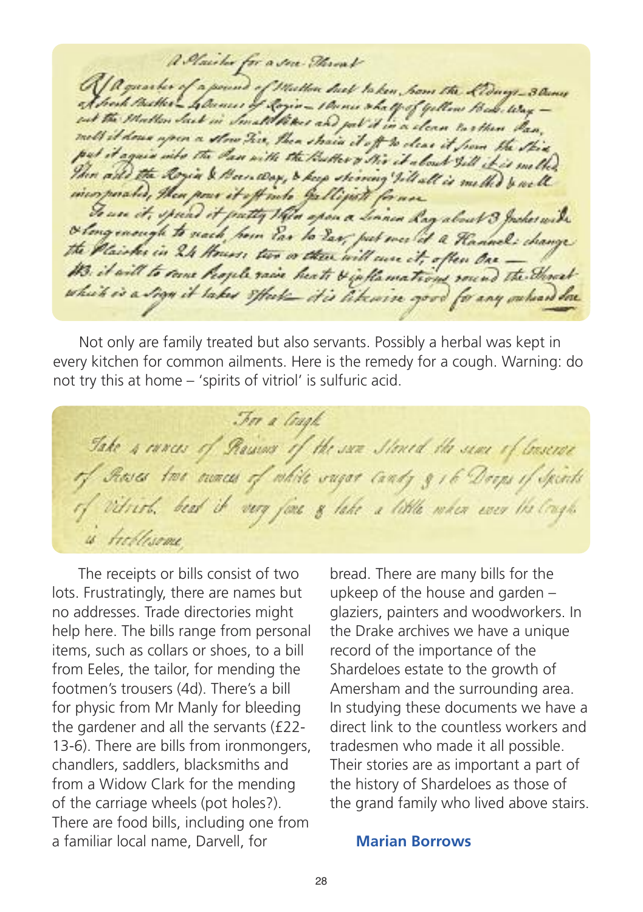Not only are family treated but also servants. Possibly a herbal was kept in every kitchen for common ailments. Here is the remedy for a cough. Warning: do not try this at home – 'spirits of vitriol' is sulfuric acid.

The receipts or bills consist of two lots. Frustratingly, there are names but no addresses. Trade directories might help here. The bills range from personal items, such as collars or shoes, to a bill from Eeles, the tailor, for mending the footmen's trousers (4d). There's a bill for physic from Mr Manly for bleeding the gardener and all the servants (£22-13-6). There are bills from ironmongers, chandlers, saddlers, blacksmiths and from a Widow Clark for the mending of the carriage wheels (pot holes?). There are food bills, including one from a familiar local name, Darvell, for bread. There are many bills for the upkeep of the house and garden – glaziers, painters and woodworkers. In the Drake archives we have a unique record of the importance of the Shardeloes estate to the growth of Amersham and the surrounding area. In studying these documents we have a direct link to the countless workers and tradesmen who made it all possible. Their stories are as important a part of the history of Shardeloes as those of the grand family who lived above stairs.

**Marian Borrows**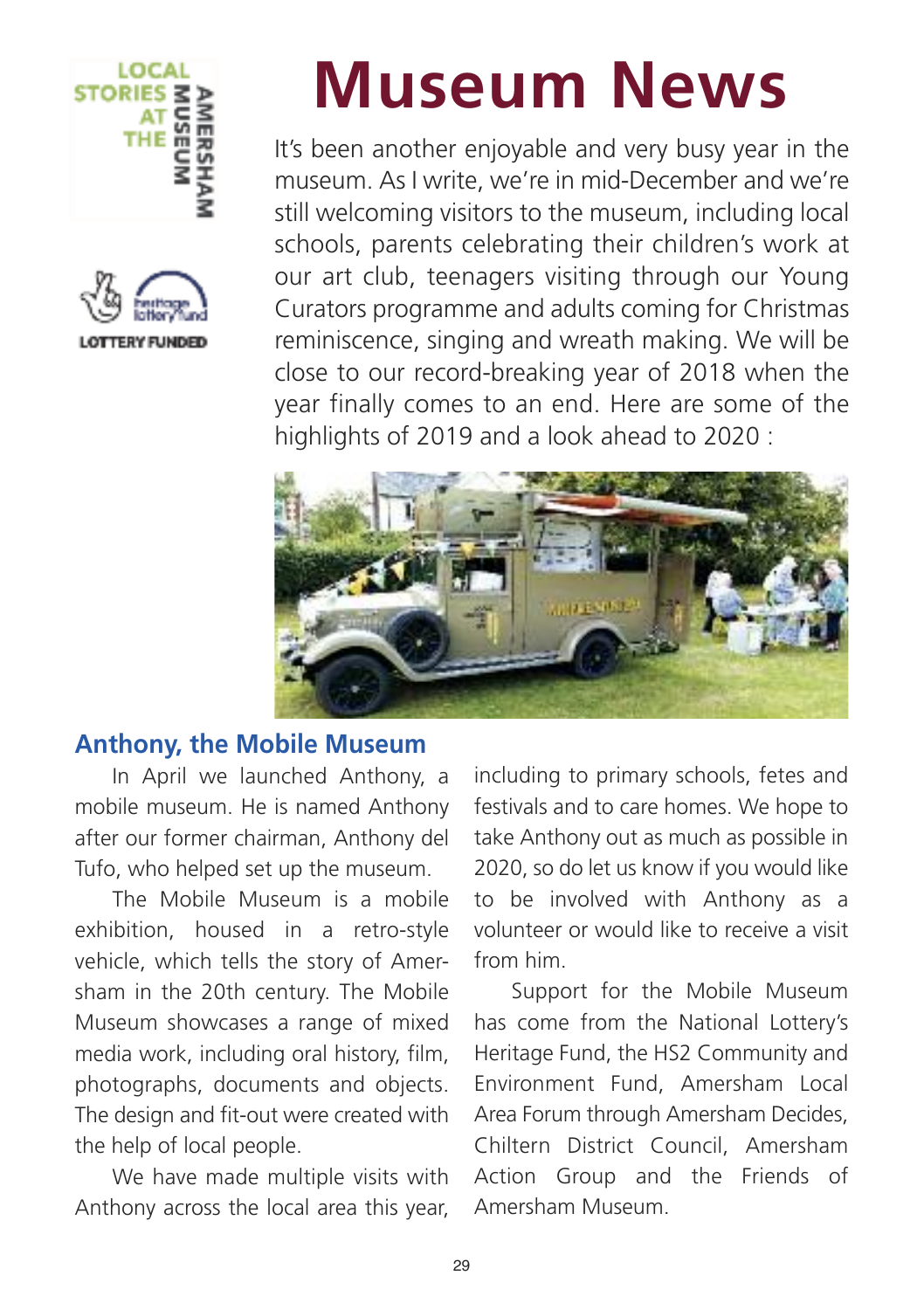# Museum News

It's been another enjoyable and very busy year in the museum. As I write, we're in mid-December and we're still welcoming visitors to the museum, including local schools, parents celebrating their children's work at our art club, teenagers visiting through our Young Curators programme and adults coming for Christmas reminiscence, singing and wreath making. We will be close to our record-breaking year of 2018 when the year finally comes to an end. Here are some of the highlights of 2019 and a look ahead to 2020 :

## Anthony, the Mobile Museum

In April we launched Anthony, a mobile museum. He is named Anthony after our former chairman, Anthony del Tufo, who helped set up the museum.

The Mobile Museum is a mobile exhibition, housed in a retro-style vehicle, which tells the story of Amersham in the 20th century. The Mobile Museum showcases a range of mixed media work, including oral history, film, photographs, documents and objects. The design and fit-out were created with the help of local people.

We have made multiple visits with Anthony across the local area this year, including to primary schools, fetes and festivals and to care homes. We hope to take Anthony out as much as possible in 2020, so do let us know if you would like to be involved with Anthony as a volunteer or would like to receive a visit from him.

Support for the Mobile Museum has come from the National Lottery's Heritage Fund, the HS2 Community and Environment Fund, Amersham Local Area Forum through Amersham Decides, Chiltern District Council, Amersham Action Group and the Friends of Amersham Museum.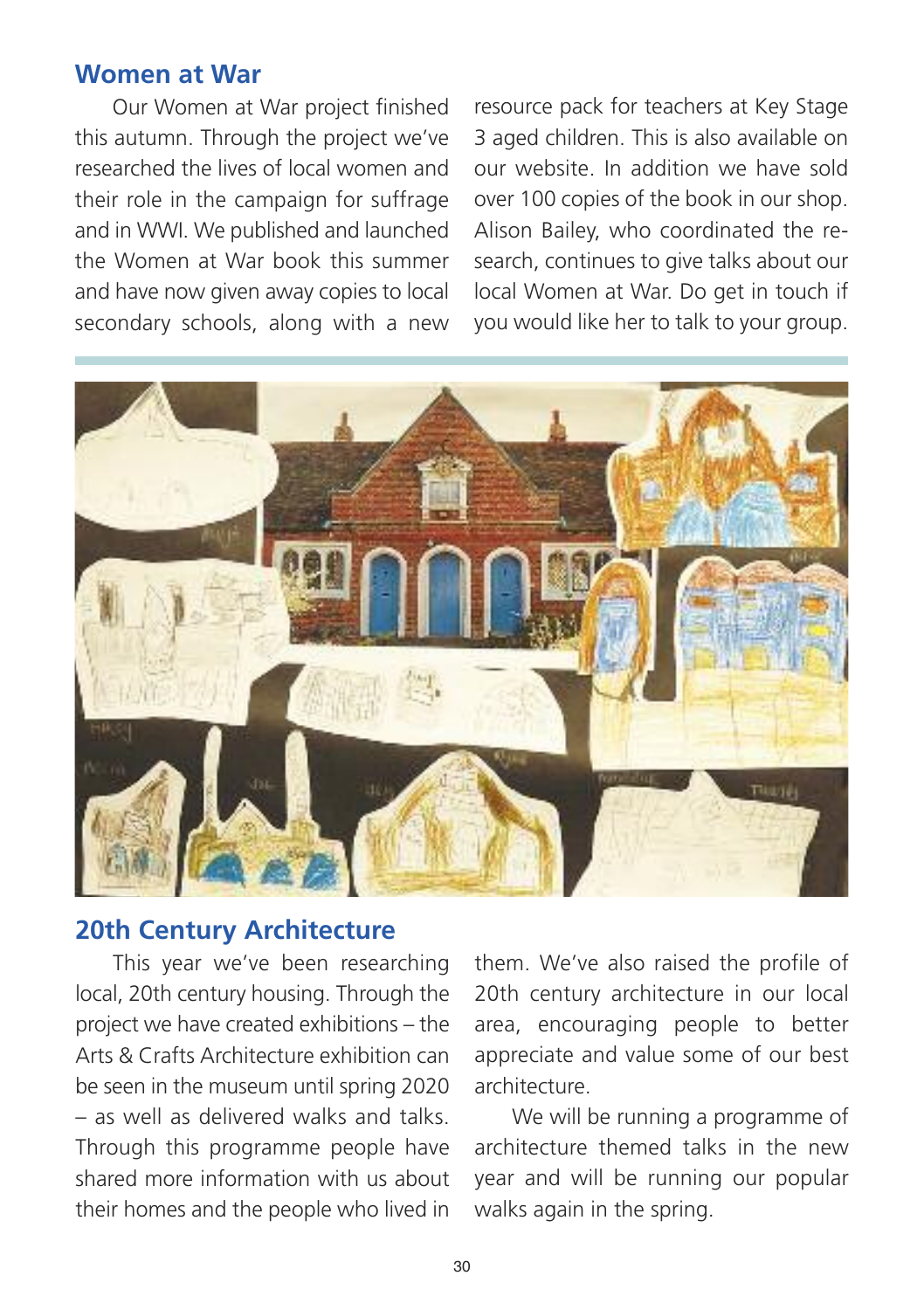## Women at War

Our Women at War project finished this autumn. Through the project we've researched the lives of local women and their role in the campaign for suffrage and in WWI. We published and launched the Women at War book this summer and have now given away copies to local secondary schools, along with a new resource pack for teachers at Key Stage 3 aged children. This is also available on our website. In addition we have sold over 100 copies of the book in our shop. Alison Bailey, who coordinated the research, continues to give talks about our local Women at War. Do get in touch if you would like her to talk to your group.

## 20th Century Architecture

This year we've been researching local, 20th century housing. Through the project we have created exhibitions – the Arts & Crafts Architecture exhibition can be seen in the museum until spring 2020 – as well as delivered walks and talks. Through this programme people have shared more information with us about their homes and the people who lived in them. We've also raised the profile of 20th century architecture in our local area, encouraging people to better appreciate and value some of our best architecture.

We will be running a programme of architecture themed talks in the new year and will be running our popular walks again in the spring.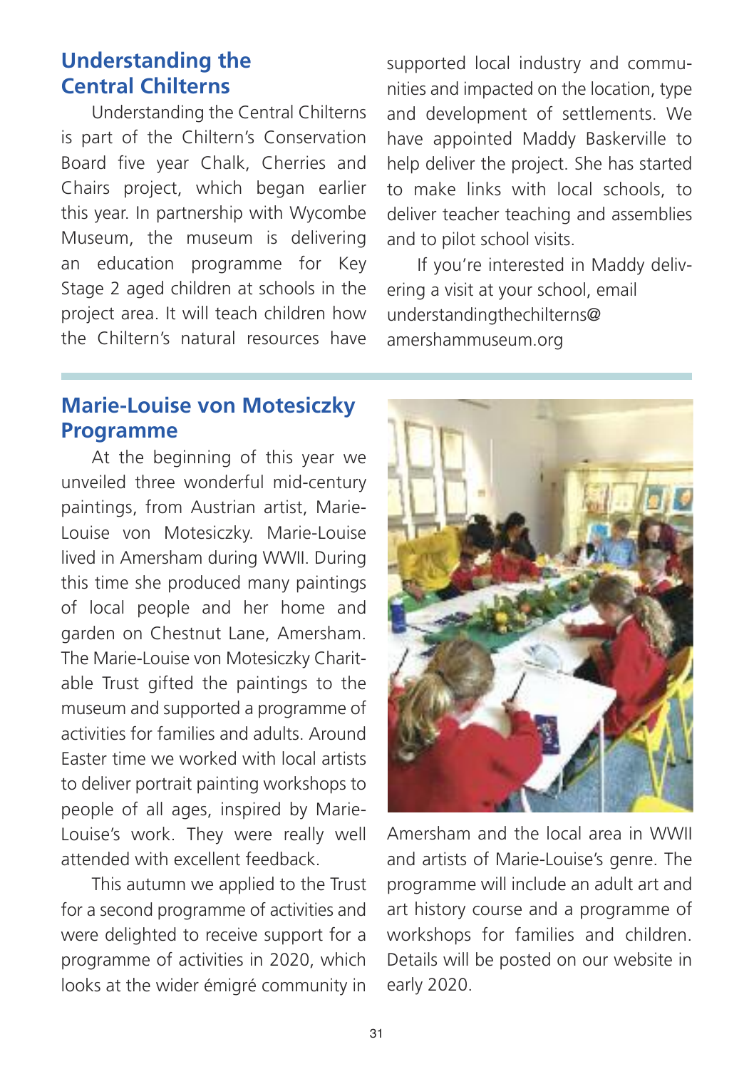## Understanding the Central Chilterns

Understanding the Central Chilterns is part of the Chiltern's Conservation Board five year Chalk, Cherries and Chairs project, which began earlier this year. In partnership with Wycombe Museum, the museum is delivering an education programme for Key Stage 2 aged children at schools in the project area. It will teach children how the Chiltern's natural resources have supported local industry and communities and impacted on the location, type and development of settlements. We have appointed Maddy Baskerville to help deliver the project. She has started to make links with local schools, to deliver teacher teaching and assemblies and to pilot school visits.

If you're interested in Maddy delivering a visit at your school, email understandingthechilterns@amershammuseum.org

## Marie-Louise von Motesiczky Programme

At the beginning of this year we unveiled three wonderful mid-century paintings, from Austrian artist, Marie-Louise von Motesiczky. Marie-Louise lived in Amersham during WWII. During this time she produced many paintings of local people and her home and garden on Chestnut Lane, Amersham. The Marie-Louise von Motesiczky Charitable Trust gifted the paintings to the museum and supported a programme of activities for families and adults. Around Easter time we worked with local artists to deliver portrait painting workshops to people of all ages, inspired by Marie-Louise's work. They were really well attended with excellent feedback.

This autumn we applied to the Trust for a second programme of activities and were delighted to receive support for a programme of activities in 2020, which looks at the wider émigré community in Amersham and the local area in WWII and artists of Marie-Louise's genre. The programme will include an adult art and art history course and a programme of workshops for families and children. Details will be posted on our website in early 2020.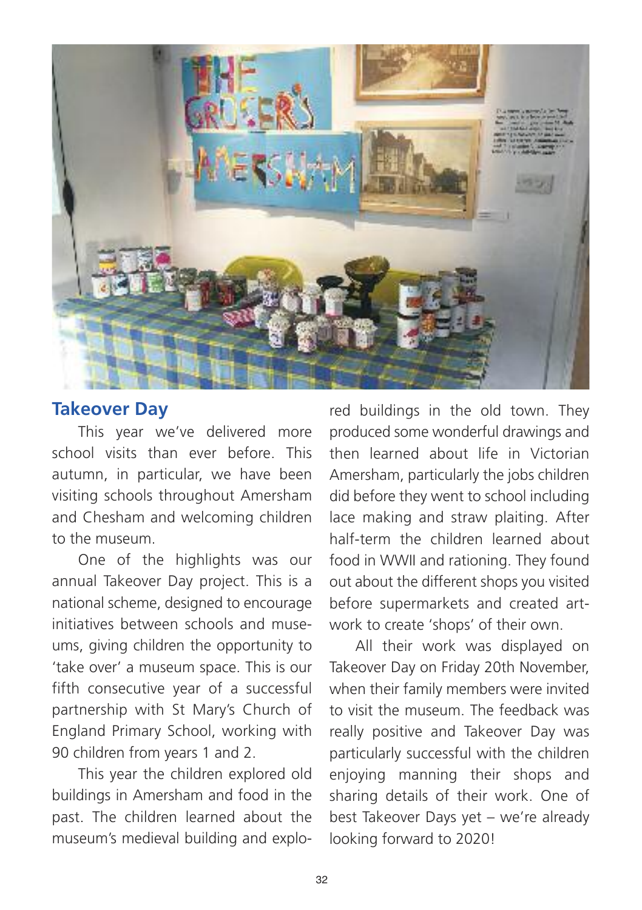## Takeover Day

This year we've delivered more school visits than ever before. This autumn, in particular, we have been visiting schools throughout Amersham and Chesham and welcoming children to the museum.

One of the highlights was our annual Takeover Day project. This is a national scheme, designed to encourage initiatives between schools and museums, giving children the opportunity to 'take over' a museum space. This is our fifth consecutive year of a successful partnership with St Mary's Church of England Primary School, working with 90 children from years 1 and 2.

This year the children explored old buildings in Amersham and food in the past. The children learned about the museum's medieval building and explored buildings in the old town. They produced some wonderful drawings and then learned about life in Victorian Amersham, particularly the jobs children did before they went to school including lace making and straw plaiting. After half-term the children learned about food in WWII and rationing. They found out about the different shops you visited before supermarkets and created artwork to create 'shops' of their own.

All their work was displayed on Takeover Day on Friday 20th November, when their family members were invited to visit the museum. The feedback was really positive and Takeover Day was particularly successful with the children enjoying manning their shops and sharing details of their work. One of best Takeover Days yet – we're already looking forward to 2020!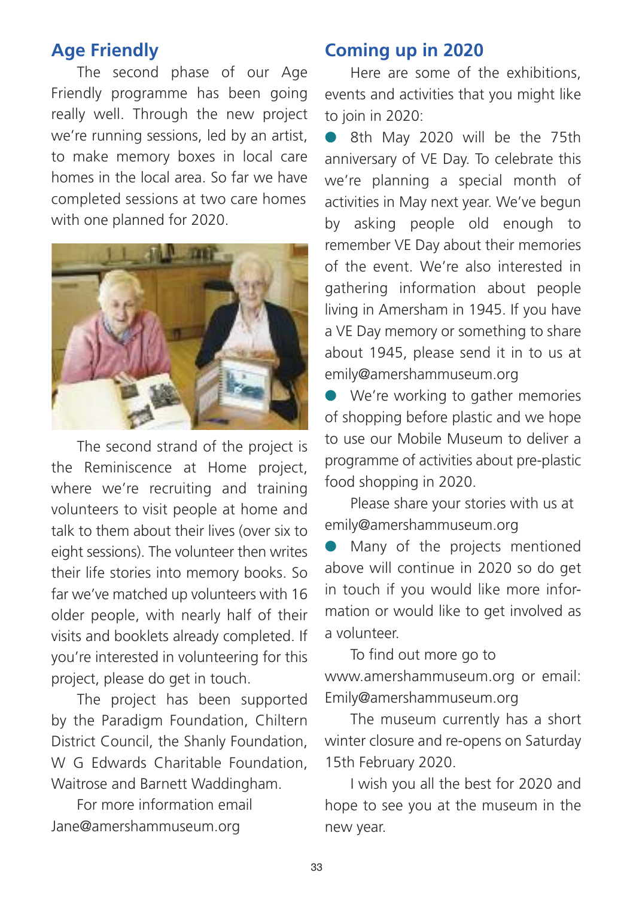## Age Friendly

The second phase of our Age Friendly programme has been going really well. Through the new project we're running sessions, led by an artist, to make memory boxes in local care homes in the local area. So far we have completed sessions at two care homes with one planned for 2020.

The second strand of the project is the Reminiscence at Home project, where we're recruiting and training volunteers to visit people at home and talk to them about their lives (over six to eight sessions). The volunteer then writes their life stories into memory books. So far we've matched up volunteers with 16 older people, with nearly half of their visits and booklets already completed. If you're interested in volunteering for this project, please do get in touch.

The project has been supported by the Paradigm Foundation, Chiltern District Council, the Shanly Foundation, W G Edwards Charitable Foundation, Waitrose and Barnett Waddingham.

For more information email Jane@amershammuseum.org

## Coming up in 2020

Here are some of the exhibitions, events and activities that you might like to join in 2020:

- 8th May 2020 will be the 75th anniversary of VE Day. To celebrate this we're planning a special month of activities in May next year. We've begun by asking people old enough to remember VE Day about their memories of the event. We're also interested in gathering information about people living in Amersham in 1945. If you have a VE Day memory or something to share about 1945, please send it in to us at emily@amershammuseum.org
- We're working to gather memories of shopping before plastic and we hope to use our Mobile Museum to deliver a programme of activities about pre-plastic food shopping in 2020.

  Please share your stories with us at emily@amershammuseum.org
- Many of the projects mentioned above will continue in 2020 so do get in touch if you would like more information or would like to get involved as a volunteer.

To find out more go to www.amershammuseum.org or email: Emily@amershammuseum.org

The museum currently has a short winter closure and re-opens on Saturday 15th February 2020.

I wish you all the best for 2020 and hope to see you at the museum in the new year.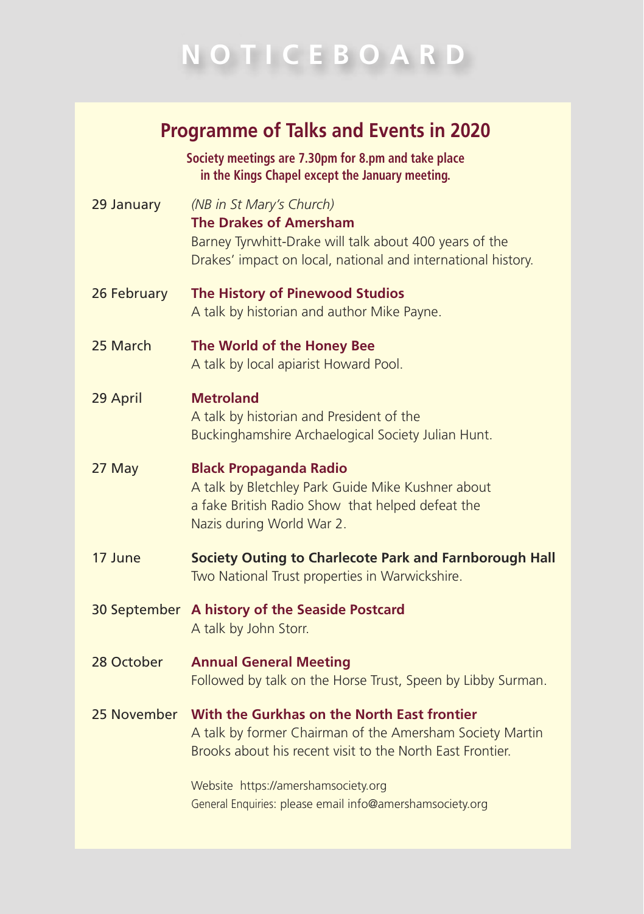# NOTICEBOARD

## Programme of Talks and Events in 2020

**Society meetings are 7.30pm for 8.pm and take place in the Kings Chapel except the January meeting.**

29 January *(NB in St Mary's Church)*
**The Drakes of Amersham**
Barney Tyrwhitt-Drake will talk about 400 years of the Drakes' impact on local, national and international history.

26 February **The History of Pinewood Studios**
A talk by historian and author Mike Payne.

25 March **The World of the Honey Bee**
A talk by local apiarist Howard Pool.

29 April **Metroland**
A talk by historian and President of the Buckinghamshire Archaelogical Society Julian Hunt.

27 May **Black Propaganda Radio**
A talk by Bletchley Park Guide Mike Kushner about a fake British Radio Show that helped defeat the Nazis during World War 2.

17 June **Society Outing to Charlecote Park and Farnborough Hall**
Two National Trust properties in Warwickshire.

30 September **A history of the Seaside Postcard**
A talk by John Storr.

28 October **Annual General Meeting**
Followed by talk on the Horse Trust, Speen by Libby Surman.

25 November **With the Gurkhas on the North East frontier**
A talk by former Chairman of the Amersham Society Martin Brooks about his recent visit to the North East Frontier.

Website https://amershamsociety.org
General Enquiries: please email info@amershamsociety.org